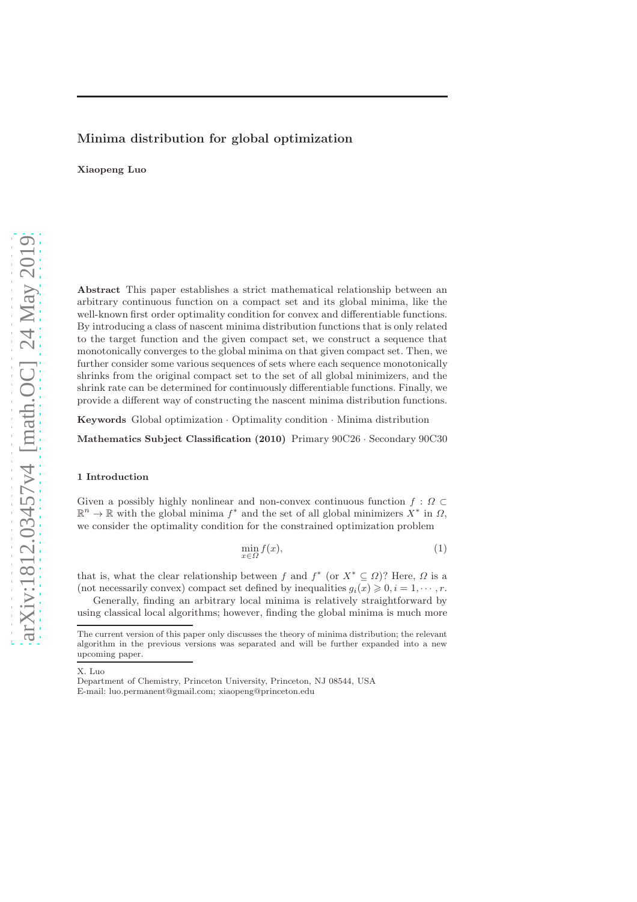# Minima distribution for global optimization

**Xiaopeng Luo**

**Abstract** This paper establishes a strict mathematical relationship between an arbitrary continuous function on a compact set and its global minima, like the well-known first order optimality condition for convex and differentiable functions. By introducing a class of nascent minima distribution functions that is only related to the target function and the given compact set, we construct a sequence that monotonically converges to the global minima on that given compact set. Then, we further consider some various sequences of sets where each sequence monotonically shrinks from the original compact set to the set of all global minimizers, and the shrink rate can be determined for continuously differentiable functions. Finally, we provide a different way of constructing the nascent minima distribution functions.

**Keywords** Global optimization · Optimality condition · Minima distribution

**Mathematics Subject Classification (2010)** Primary 90C26 · Secondary 90C30

## 1 Introduction

Given a possibly highly nonlinear and non-convex continuous function $f : \Omega \subset \mathbb{R}^n \to \mathbb{R}$ with the global minima $f^*$ and the set of all global minimizers $X^*$ in $\Omega$, we consider the optimality condition for the constrained optimization problem

$$\min_{x \in \Omega} f(x), \tag{1}$$

that is, what the clear relationship between $f$ and $f^*$ (or $X^* \subseteq \Omega$)? Here, $\Omega$ is a (not necessarily convex) compact set defined by inequalities $g_i(x) \geqslant 0, i = 1, \cdots, r$.

Generally, finding an arbitrary local minima is relatively straightforward by using classical local algorithms; however, finding the global minima is much more

---

The current version of this paper only discusses the theory of minima distribution; the relevant algorithm in the previous versions was separated and will be further expanded into a new upcoming paper.

---

X. Luo
Department of Chemistry, Princeton University, Princeton, NJ 08544, USA
E-mail: luo.permanent@gmail.com; xiaopeng@princeton.edu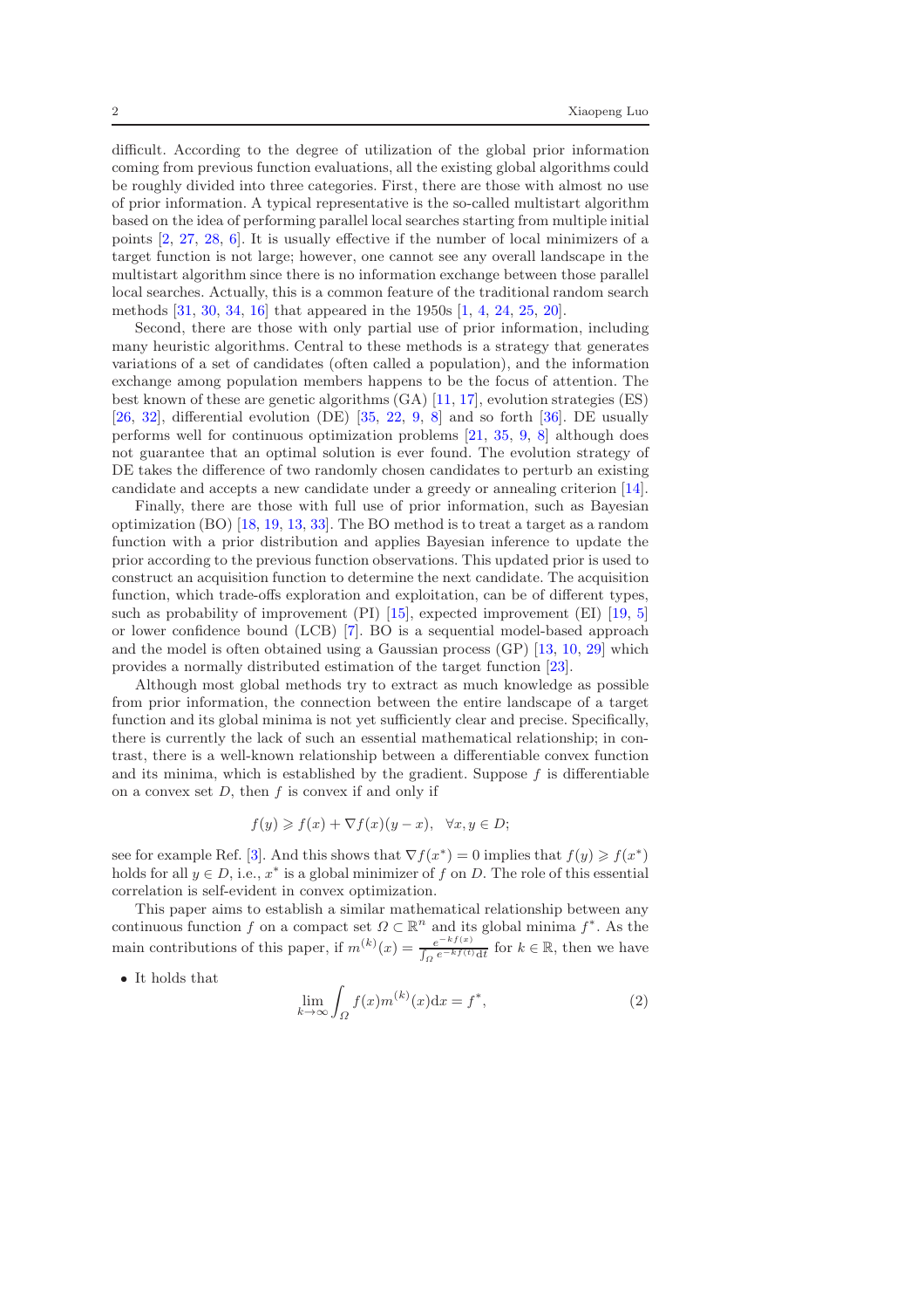difficult. According to the degree of utilization of the global prior information coming from previous function evaluations, all the existing global algorithms could be roughly divided into three categories. First, there are those with almost no use of prior information. A typical representative is the so-called multistart algorithm based on the idea of performing parallel local searches starting from multiple initial points [2, 27, 28, 6]. It is usually effective if the number of local minimizers of a target function is not large; however, one cannot see any overall landscape in the multistart algorithm since there is no information exchange between those parallel local searches. Actually, this is a common feature of the traditional random search methods [31, 30, 34, 16] that appeared in the 1950s [1, 4, 24, 25, 20].

Second, there are those with only partial use of prior information, including many heuristic algorithms. Central to these methods is a strategy that generates variations of a set of candidates (often called a population), and the information exchange among population members happens to be the focus of attention. The best known of these are genetic algorithms (GA) [11, 17], evolution strategies (ES) [26, 32], differential evolution (DE) [35, 22, 9, 8] and so forth [36]. DE usually performs well for continuous optimization problems [21, 35, 9, 8] although does not guarantee that an optimal solution is ever found. The evolution strategy of DE takes the difference of two randomly chosen candidates to perturb an existing candidate and accepts a new candidate under a greedy or annealing criterion [14].

Finally, there are those with full use of prior information, such as Bayesian optimization (BO) [18, 19, 13, 33]. The BO method is to treat a target as a random function with a prior distribution and applies Bayesian inference to update the prior according to the previous function observations. This updated prior is used to construct an acquisition function to determine the next candidate. The acquisition function, which trade-offs exploration and exploitation, can be of different types, such as probability of improvement (PI) [15], expected improvement (EI) [19, 5] or lower confidence bound (LCB) [7]. BO is a sequential model-based approach and the model is often obtained using a Gaussian process (GP) [13, 10, 29] which provides a normally distributed estimation of the target function [23].

Although most global methods try to extract as much knowledge as possible from prior information, the connection between the entire landscape of a target function and its global minima is not yet sufficiently clear and precise. Specifically, there is currently the lack of such an essential mathematical relationship; in contrast, there is a well-known relationship between a differentiable convex function and its minima, which is established by the gradient. Suppose $f$ is differentiable on a convex set $D$, then $f$ is convex if and only if

$$f(y) \geqslant f(x) + \nabla f(x)(y - x), \quad \forall x, y \in D;$$

see for example Ref. [3]. And this shows that $\nabla f(x^*) = 0$ implies that $f(y) \geqslant f(x^*)$ holds for all $y \in D$, i.e., $x^*$ is a global minimizer of $f$ on $D$. The role of this essential correlation is self-evident in convex optimization.

This paper aims to establish a similar mathematical relationship between any continuous function $f$ on a compact set $\Omega \subset \mathbb{R}^n$ and its global minima $f^*$. As the main contributions of this paper, if $m^{(k)}(x) = \frac{e^{-kf(x)}}{\int_\Omega e^{-kf(t)} \mathrm{d}t}$ for $k \in \mathbb{R}$, then we have

- It holds that

$$\lim_{k \to \infty} \int_\Omega f(x) m^{(k)}(x) \mathrm{d}x = f^*, \tag{2}$$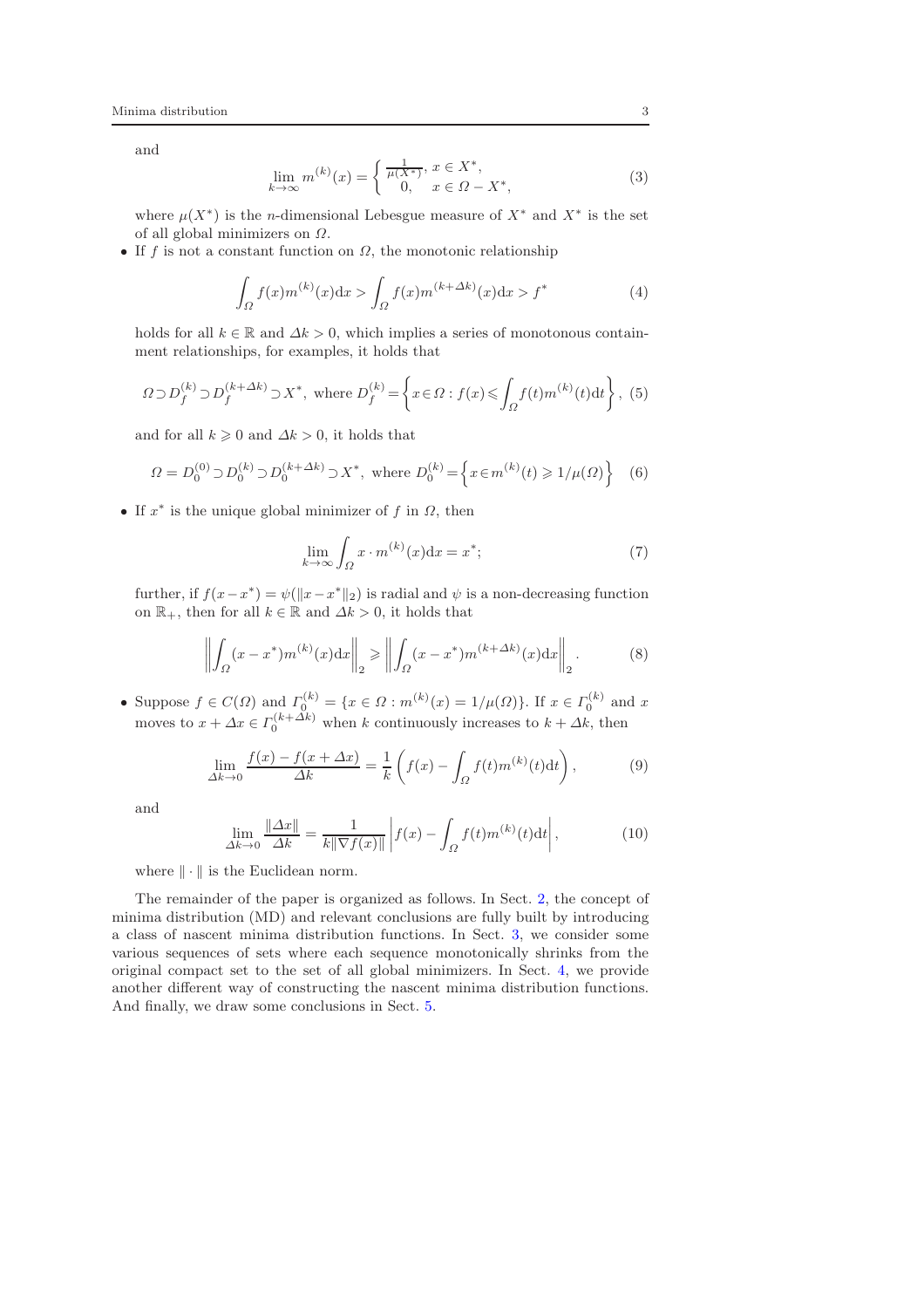and

$$\lim_{k\to\infty} m^{(k)}(x) = \begin{cases} \frac{1}{\mu(X^*)}, & x \in X^*, \\ 0, & x \in \Omega - X^*, \end{cases} \tag{3}$$

where $\mu(X^*)$ is the $n$-dimensional Lebesgue measure of $X^*$ and $X^*$ is the set of all global minimizers on $\Omega$.

- If $f$ is not a constant function on $\Omega$, the monotonic relationship

$$\int_\Omega f(x)m^{(k)}(x)\mathrm{d}x > \int_\Omega f(x)m^{(k+\Delta k)}(x)\mathrm{d}x > f^* \tag{4}$$

holds for all $k \in \mathbb{R}$ and $\Delta k > 0$, which implies a series of monotonous containment relationships, for examples, it holds that

$$\Omega \supset D_f^{(k)} \supset D_f^{(k+\Delta k)} \supset X^*, \text{ where } D_f^{(k)} = \left\{ x \in \Omega : f(x) \leqslant \int_\Omega f(t)m^{(k)}(t)\mathrm{d}t \right\}, \tag{5}$$

and for all $k \geqslant 0$ and $\Delta k > 0$, it holds that

$$\Omega = D_0^{(0)} \supset D_0^{(k)} \supset D_0^{(k+\Delta k)} \supset X^*, \text{ where } D_0^{(k)} = \left\{ x \in m^{(k)}(t) \geqslant 1/\mu(\Omega) \right\} \tag{6}$$

- If $x^*$ is the unique global minimizer of $f$ in $\Omega$, then

$$\lim_{k\to\infty} \int_\Omega x \cdot m^{(k)}(x)\mathrm{d}x = x^*; \tag{7}$$

further, if $f(x - x^*) = \psi(\|x - x^*\|_2)$ is radial and $\psi$ is a non-decreasing function on $\mathbb{R}_+$, then for all $k \in \mathbb{R}$ and $\Delta k > 0$, it holds that

$$\left\| \int_\Omega (x - x^*)m^{(k)}(x)\mathrm{d}x \right\|_2 \geqslant \left\| \int_\Omega (x - x^*)m^{(k+\Delta k)}(x)\mathrm{d}x \right\|_2. \tag{8}$$

- Suppose $f \in C(\Omega)$ and $\Gamma_0^{(k)} = \{x \in \Omega : m^{(k)}(x) = 1/\mu(\Omega)\}$. If $x \in \Gamma_0^{(k)}$ and $x$ moves to $x + \Delta x \in \Gamma_0^{(k+\Delta k)}$ when $k$ continuously increases to $k + \Delta k$, then

$$\lim_{\Delta k\to 0} \frac{f(x) - f(x + \Delta x)}{\Delta k} = \frac{1}{k}\left( f(x) - \int_\Omega f(t)m^{(k)}(t)\mathrm{d}t \right), \tag{9}$$

and

$$\lim_{\Delta k\to 0} \frac{\|\Delta x\|}{\Delta k} = \frac{1}{k\|\nabla f(x)\|} \left| f(x) - \int_\Omega f(t)m^{(k)}(t)\mathrm{d}t \right|, \tag{10}$$

where $\|\cdot\|$ is the Euclidean norm.

The remainder of the paper is organized as follows. In Sect. 2, the concept of minima distribution (MD) and relevant conclusions are fully built by introducing a class of nascent minima distribution functions. In Sect. 3, we consider some various sequences of sets where each sequence monotonically shrinks from the original compact set to the set of all global minimizers. In Sect. 4, we provide another different way of constructing the nascent minima distribution functions. And finally, we draw some conclusions in Sect. 5.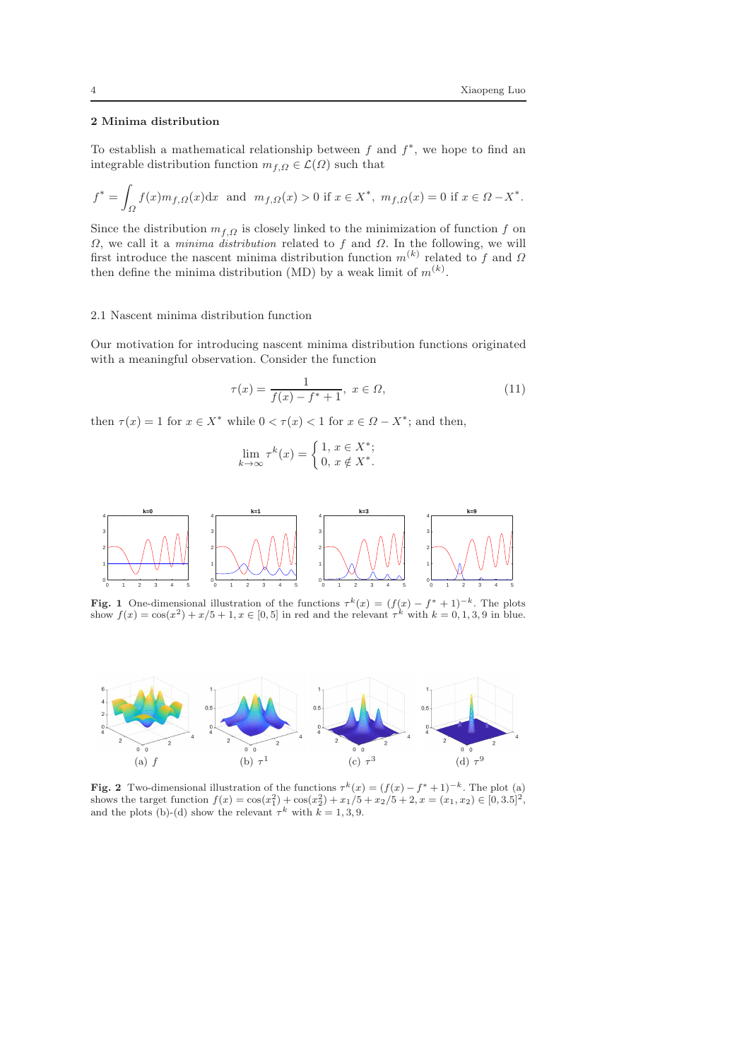## 2 Minima distribution

To establish a mathematical relationship between $f$ and $f^*$, we hope to find an integrable distribution function $m_{f,\Omega} \in \mathcal{L}(\Omega)$ such that

$$f^* = \int_{\Omega} f(x) m_{f,\Omega}(x) \mathrm{d}x \text{ and } m_{f,\Omega}(x) > 0 \text{ if } x \in X^*,\ m_{f,\Omega}(x) = 0 \text{ if } x \in \Omega - X^*.$$

Since the distribution $m_{f,\Omega}$ is closely linked to the minimization of function $f$ on $\Omega$, we call it a *minima distribution* related to $f$ and $\Omega$. In the following, we will first introduce the nascent minima distribution function $m^{(k)}$ related to $f$ and $\Omega$ then define the minima distribution (MD) by a weak limit of $m^{(k)}$.

### 2.1 Nascent minima distribution function

Our motivation for introducing nascent minima distribution functions originated with a meaningful observation. Consider the function

$$\tau(x) = \frac{1}{f(x) - f^* + 1},\ x \in \Omega, \tag{11}$$

then $\tau(x) = 1$ for $x \in X^*$ while $0 < \tau(x) < 1$ for $x \in \Omega - X^*$; and then,

$$\lim_{k \to \infty} \tau^k(x) = \begin{cases} 1, & x \in X^*; \\ 0, & x \notin X^*. \end{cases}$$

**Fig. 1** One-dimensional illustration of the functions $\tau^k(x) = (f(x) - f^* + 1)^{-k}$. The plots show $f(x) = \cos(x^2) + x/5 + 1, x \in [0, 5]$ in red and the relevant $\tau^k$ with $k = 0, 1, 3, 9$ in blue.

(a) $f$ (b) $\tau^1$ (c) $\tau^3$ (d) $\tau^9$

**Fig. 2** Two-dimensional illustration of the functions $\tau^k(x) = (f(x) - f^* + 1)^{-k}$. The plot (a) shows the target function $f(x) = \cos(x_1^2) + \cos(x_2^2) + x_1/5 + x_2/5 + 2, x = (x_1, x_2) \in [0, 3.5]^2$, and the plots (b)-(d) show the relevant $\tau^k$ with $k = 1, 3, 9$.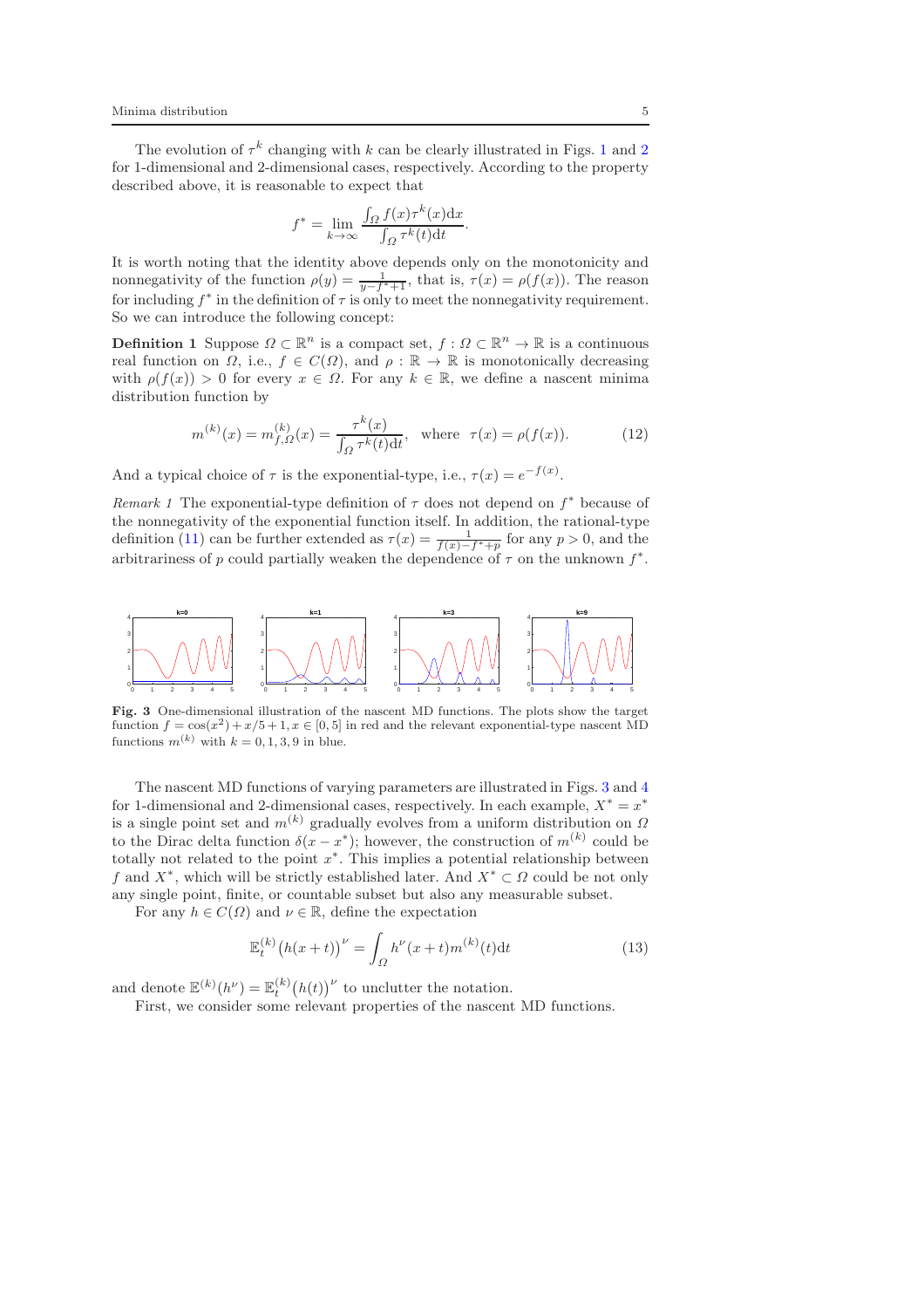The evolution of $\tau^k$ changing with $k$ can be clearly illustrated in Figs. 1 and 2 for 1-dimensional and 2-dimensional cases, respectively. According to the property described above, it is reasonable to expect that

$$f^* = \lim_{k\to\infty} \frac{\int_\Omega f(x)\tau^k(x)\mathrm{d}x}{\int_\Omega \tau^k(t)\mathrm{d}t}.$$

It is worth noting that the identity above depends only on the monotonicity and nonnegativity of the function $\rho(y) = \frac{1}{y-f^*+1}$, that is, $\tau(x) = \rho(f(x))$. The reason for including $f^*$ in the definition of $\tau$ is only to meet the nonnegativity requirement. So we can introduce the following concept:

**Definition 1** Suppose $\Omega \subset \mathbb{R}^n$ is a compact set, $f : \Omega \subset \mathbb{R}^n \to \mathbb{R}$ is a continuous real function on $\Omega$, i.e., $f \in C(\Omega)$, and $\rho : \mathbb{R} \to \mathbb{R}$ is monotonically decreasing with $\rho(f(x)) > 0$ for every $x \in \Omega$. For any $k \in \mathbb{R}$, we define a nascent minima distribution function by

$$m^{(k)}(x) = m^{(k)}_{f,\Omega}(x) = \frac{\tau^k(x)}{\int_\Omega \tau^k(t)\mathrm{d}t}, \quad \text{where} \quad \tau(x) = \rho(f(x)). \tag{12}$$

And a typical choice of $\tau$ is the exponential-type, i.e., $\tau(x) = e^{-f(x)}$.

*Remark 1* The exponential-type definition of $\tau$ does not depend on $f^*$ because of the nonnegativity of the exponential function itself. In addition, the rational-type definition (11) can be further extended as $\tau(x) = \frac{1}{f(x)-f^*+p}$ for any $p > 0$, and the arbitrariness of $p$ could partially weaken the dependence of $\tau$ on the unknown $f^*$.

**Fig. 3** One-dimensional illustration of the nascent MD functions. The plots show the target function $f = \cos(x^2) + x/5 + 1, x \in [0, 5]$ in red and the relevant exponential-type nascent MD functions $m^{(k)}$ with $k = 0, 1, 3, 9$ in blue.

The nascent MD functions of varying parameters are illustrated in Figs. 3 and 4 for 1-dimensional and 2-dimensional cases, respectively. In each example, $X^* = x^*$ is a single point set and $m^{(k)}$ gradually evolves from a uniform distribution on $\Omega$ to the Dirac delta function $\delta(x - x^*)$; however, the construction of $m^{(k)}$ could be totally not related to the point $x^*$. This implies a potential relationship between $f$ and $X^*$, which will be strictly established later. And $X^* \subset \Omega$ could be not only any single point, finite, or countable subset but also any measurable subset.

For any $h \in C(\Omega)$ and $\nu \in \mathbb{R}$, define the expectation

$$\mathbb{E}^{(k)}_t\big(h(x+t)\big)^\nu = \int_\Omega h^\nu(x+t)m^{(k)}(t)\mathrm{d}t \tag{13}$$

and denote $\mathbb{E}^{(k)}(h^\nu) = \mathbb{E}^{(k)}_t\big(h(t)\big)^\nu$ to unclutter the notation.

First, we consider some relevant properties of the nascent MD functions.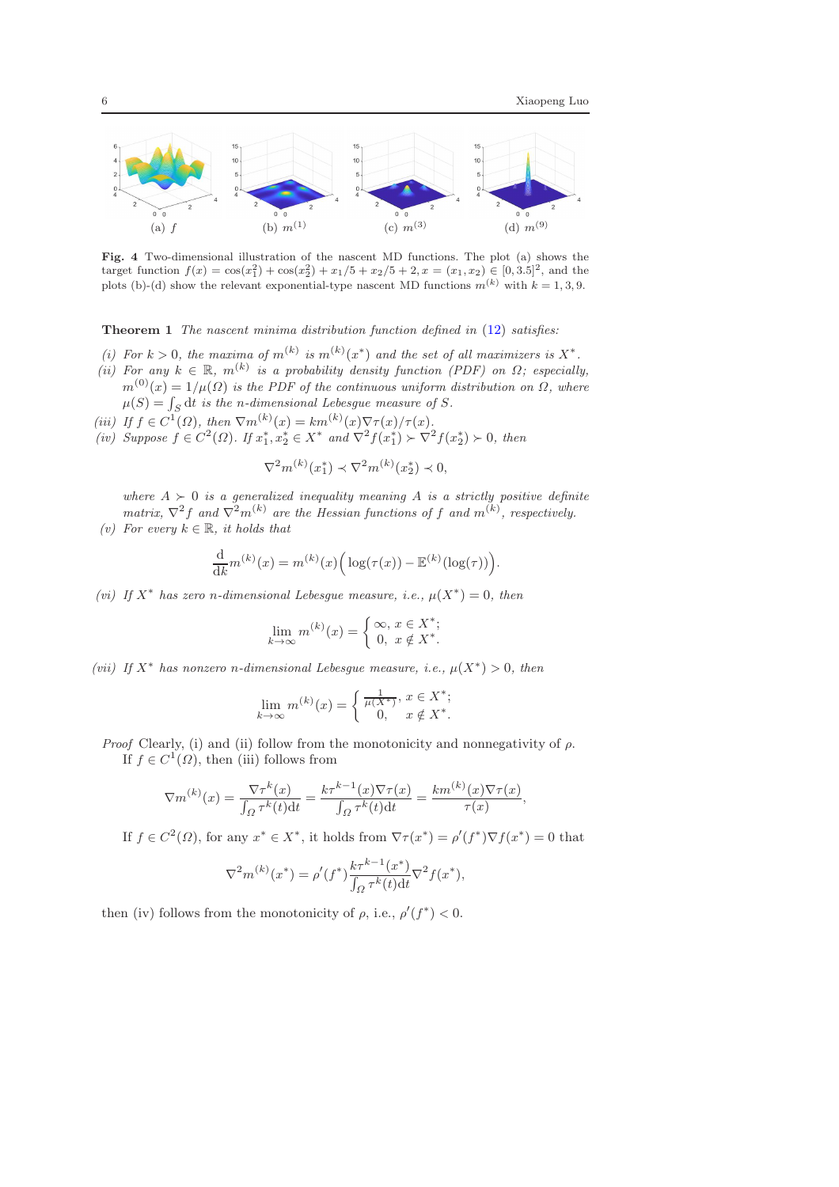**Fig. 4** Two-dimensional illustration of the nascent MD functions. The plot (a) shows the target function $f(x) = \cos(x_1^2) + \cos(x_2^2) + x_1/5 + x_2/5 + 2, x = (x_1, x_2) \in [0, 3.5]^2$, and the plots (b)-(d) show the relevant exponential-type nascent MD functions $m^{(k)}$ with $k = 1, 3, 9$.

**Theorem 1** *The nascent minima distribution function defined in (12) satisfies:*

*(i) For $k > 0$, the maxima of $m^{(k)}$ is $m^{(k)}(x^*)$ and the set of all maximizers is $X^*$.*

*(ii) For any $k \in \mathbb{R}$, $m^{(k)}$ is a probability density function (PDF) on $\Omega$; especially, $m^{(0)}(x) = 1/\mu(\Omega)$ is the PDF of the continuous uniform distribution on $\Omega$, where $\mu(S) = \int_S \mathrm{d}t$ is the n-dimensional Lebesgue measure of $S$.*

*(iii) If $f \in C^1(\Omega)$, then $\nabla m^{(k)}(x) = km^{(k)}(x)\nabla\tau(x)/\tau(x)$.*

*(iv) Suppose $f \in C^2(\Omega)$. If $x_1^*, x_2^* \in X^*$ and $\nabla^2 f(x_1^*) \succ \nabla^2 f(x_2^*) \succ 0$, then*

$$\nabla^2 m^{(k)}(x_1^*) \prec \nabla^2 m^{(k)}(x_2^*) \prec 0,$$

*where $A \succ 0$ is a generalized inequality meaning $A$ is a strictly positive definite matrix, $\nabla^2 f$ and $\nabla^2 m^{(k)}$ are the Hessian functions of $f$ and $m^{(k)}$, respectively.*

*(v) For every $k \in \mathbb{R}$, it holds that*

$$\frac{\mathrm{d}}{\mathrm{d}k} m^{(k)}(x) = m^{(k)}(x)\Big(\log(\tau(x)) - \mathbb{E}^{(k)}(\log(\tau))\Big).$$

*(vi) If $X^*$ has zero n-dimensional Lebesgue measure, i.e., $\mu(X^*) = 0$, then*

$$\lim_{k\to\infty} m^{(k)}(x) = \begin{cases} \infty, & x \in X^*; \\ 0, & x \notin X^*. \end{cases}$$

*(vii) If $X^*$ has nonzero n-dimensional Lebesgue measure, i.e., $\mu(X^*) > 0$, then*

$$\lim_{k\to\infty} m^{(k)}(x) = \begin{cases} \frac{1}{\mu(X^*)}, & x \in X^*; \\ 0, & x \notin X^*. \end{cases}$$

*Proof* Clearly, (i) and (ii) follow from the monotonicity and nonnegativity of $\rho$.

If $f \in C^1(\Omega)$, then (iii) follows from

$$\nabla m^{(k)}(x) = \frac{\nabla\tau^k(x)}{\int_\Omega \tau^k(t)\mathrm{d}t} = \frac{k\tau^{k-1}(x)\nabla\tau(x)}{\int_\Omega \tau^k(t)\mathrm{d}t} = \frac{km^{(k)}(x)\nabla\tau(x)}{\tau(x)},$$

If $f \in C^2(\Omega)$, for any $x^* \in X^*$, it holds from $\nabla\tau(x^*) = \rho'(f^*)\nabla f(x^*) = 0$ that

$$\nabla^2 m^{(k)}(x^*) = \rho'(f^*)\frac{k\tau^{k-1}(x^*)}{\int_\Omega \tau^k(t)\mathrm{d}t}\nabla^2 f(x^*),$$

then (iv) follows from the monotonicity of $\rho$, i.e., $\rho'(f^*) < 0$.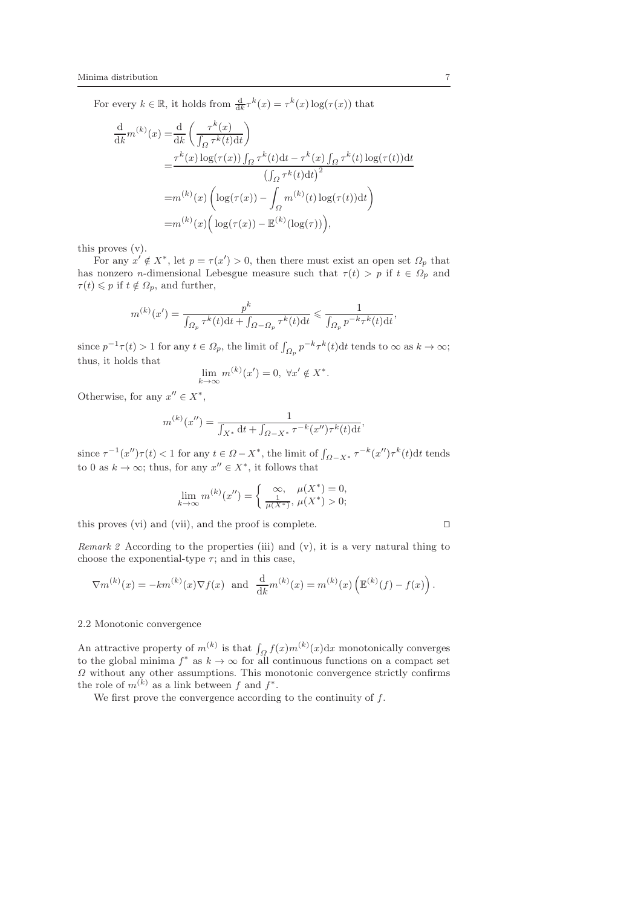For every $k \in \mathbb{R}$, it holds from $\frac{\mathrm{d}}{\mathrm{d}k}\tau^k(x) = \tau^k(x)\log(\tau(x))$ that

$$
\begin{aligned}
\frac{\mathrm{d}}{\mathrm{d}k} m^{(k)}(x) =& \frac{\mathrm{d}}{\mathrm{d}k}\left(\frac{\tau^k(x)}{\int_\Omega \tau^k(t)\mathrm{d}t}\right) \\
=& \frac{\tau^k(x)\log(\tau(x))\int_\Omega \tau^k(t)\mathrm{d}t - \tau^k(x)\int_\Omega \tau^k(t)\log(\tau(t))\mathrm{d}t}{\left(\int_\Omega \tau^k(t)\mathrm{d}t\right)^2} \\
=& m^{(k)}(x)\left(\log(\tau(x)) - \int_\Omega m^{(k)}(t)\log(\tau(t))\mathrm{d}t\right) \\
=& m^{(k)}(x)\Big(\log(\tau(x)) - \mathbb{E}^{(k)}(\log(\tau))\Big),
\end{aligned}
$$

this proves (v).

For any $x' \notin X^*$, let $p = \tau(x') > 0$, then there must exist an open set $\Omega_p$ that has nonzero $n$-dimensional Lebesgue measure such that $\tau(t) > p$ if $t \in \Omega_p$ and $\tau(t) \leqslant p$ if $t \notin \Omega_p$, and further,

$$
m^{(k)}(x') = \frac{p^k}{\int_{\Omega_p}\tau^k(t)\mathrm{d}t + \int_{\Omega-\Omega_p}\tau^k(t)\mathrm{d}t} \leqslant \frac{1}{\int_{\Omega_p} p^{-k}\tau^k(t)\mathrm{d}t},
$$

since $p^{-1}\tau(t) > 1$ for any $t \in \Omega_p$, the limit of $\int_{\Omega_p} p^{-k}\tau^k(t)\mathrm{d}t$ tends to $\infty$ as $k \to \infty$; thus, it holds that

$$
\lim_{k\to\infty} m^{(k)}(x') = 0, \ \forall x' \notin X^*.
$$

Otherwise, for any $x'' \in X^*$,

$$
m^{(k)}(x'') = \frac{1}{\int_{X^*}\mathrm{d}t + \int_{\Omega-X^*}\tau^{-k}(x'')\tau^k(t)\mathrm{d}t},
$$

since $\tau^{-1}(x'')\tau(t) < 1$ for any $t \in \Omega - X^*$, the limit of $\int_{\Omega-X^*}\tau^{-k}(x'')\tau^k(t)\mathrm{d}t$ tends to 0 as $k \to \infty$; thus, for any $x'' \in X^*$, it follows that

$$
\lim_{k\to\infty} m^{(k)}(x'') = \begin{cases} \infty, & \mu(X^*) = 0, \\ \frac{1}{\mu(X^*)}, & \mu(X^*) > 0; \end{cases}
$$

this proves (vi) and (vii), and the proof is complete. $\square$

*Remark 2* According to the properties (iii) and (v), it is a very natural thing to choose the exponential-type $\tau$; and in this case,

$$
\nabla m^{(k)}(x) = -k m^{(k)}(x)\nabla f(x) \ \text{ and } \ \frac{\mathrm{d}}{\mathrm{d}k} m^{(k)}(x) = m^{(k)}(x)\left(\mathbb{E}^{(k)}(f) - f(x)\right).
$$

### 2.2 Monotonic convergence

An attractive property of $m^{(k)}$ is that $\int_\Omega f(x)m^{(k)}(x)\mathrm{d}x$ monotonically converges to the global minima $f^*$ as $k \to \infty$ for all continuous functions on a compact set $\Omega$ without any other assumptions. This monotonic convergence strictly confirms the role of $m^{(k)}$ as a link between $f$ and $f^*$.

We first prove the convergence according to the continuity of $f$.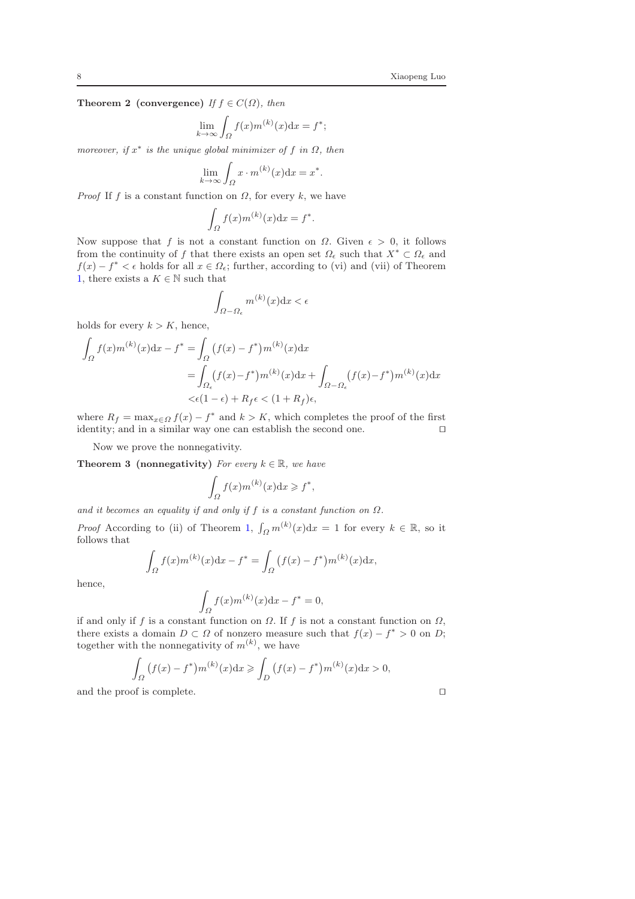**Theorem 2 (convergence)** *If $f \in C(\Omega)$, then*

$$\lim_{k\to\infty} \int_\Omega f(x) m^{(k)}(x) \mathrm{d}x = f^*;$$

*moreover, if $x^*$ is the unique global minimizer of $f$ in $\Omega$, then*

$$\lim_{k\to\infty} \int_\Omega x \cdot m^{(k)}(x) \mathrm{d}x = x^*.$$

*Proof* If $f$ is a constant function on $\Omega$, for every $k$, we have

$$\int_\Omega f(x) m^{(k)}(x) \mathrm{d}x = f^*.$$

Now suppose that $f$ is not a constant function on $\Omega$. Given $\epsilon > 0$, it follows from the continuity of $f$ that there exists an open set $\Omega_\epsilon$ such that $X^* \subset \Omega_\epsilon$ and $f(x) - f^* < \epsilon$ holds for all $x \in \Omega_\epsilon$; further, according to (vi) and (vii) of Theorem 1, there exists a $K \in \mathbb{N}$ such that

$$\int_{\Omega - \Omega_\epsilon} m^{(k)}(x) \mathrm{d}x < \epsilon$$

holds for every $k > K$, hence,

$$\begin{aligned}
\int_\Omega f(x) m^{(k)}(x) \mathrm{d}x - f^* &= \int_\Omega \big(f(x) - f^*\big) m^{(k)}(x) \mathrm{d}x \\
&= \int_{\Omega_\epsilon} \big(f(x) - f^*\big) m^{(k)}(x) \mathrm{d}x + \int_{\Omega - \Omega_\epsilon} \big(f(x) - f^*\big) m^{(k)}(x) \mathrm{d}x \\
&< \epsilon(1 - \epsilon) + R_f \epsilon < (1 + R_f)\epsilon,
\end{aligned}$$

where $R_f = \max_{x\in\Omega} f(x) - f^*$ and $k > K$, which completes the proof of the first identity; and in a similar way one can establish the second one. ◻

Now we prove the nonnegativity.

**Theorem 3 (nonnegativity)** *For every $k \in \mathbb{R}$, we have*

$$\int_\Omega f(x) m^{(k)}(x) \mathrm{d}x \geqslant f^*,$$

*and it becomes an equality if and only if $f$ is a constant function on $\Omega$.*

*Proof* According to (ii) of Theorem 1, $\int_\Omega m^{(k)}(x) \mathrm{d}x = 1$ for every $k \in \mathbb{R}$, so it follows that

$$\int_\Omega f(x) m^{(k)}(x) \mathrm{d}x - f^* = \int_\Omega \big(f(x) - f^*\big) m^{(k)}(x) \mathrm{d}x,$$

hence,

$$\int_\Omega f(x) m^{(k)}(x) \mathrm{d}x - f^* = 0,$$

if and only if $f$ is a constant function on $\Omega$. If $f$ is not a constant function on $\Omega$, there exists a domain $D \subset \Omega$ of nonzero measure such that $f(x) - f^* > 0$ on $D$; together with the nonnegativity of $m^{(k)}$, we have

$$\int_\Omega \big(f(x) - f^*\big) m^{(k)}(x) \mathrm{d}x \geqslant \int_D \big(f(x) - f^*\big) m^{(k)}(x) \mathrm{d}x > 0,$$

and the proof is complete. ◻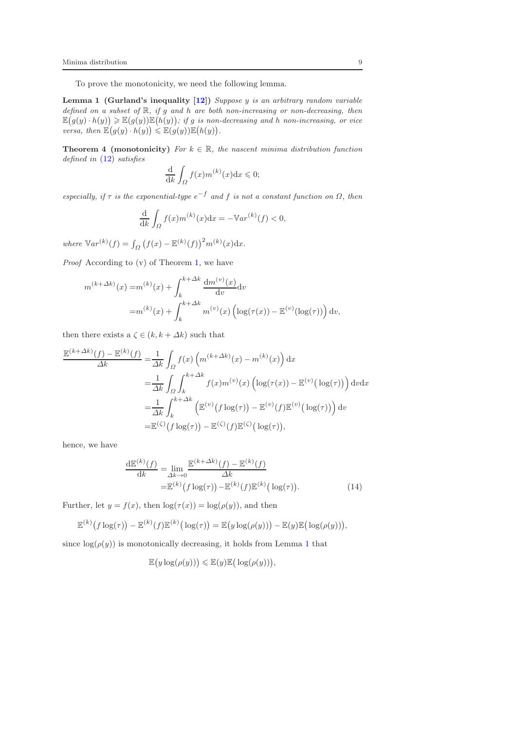To prove the monotonicity, we need the following lemma.

**Lemma 1 (Gurland's inequality [12])** *Suppose $y$ is an arbitrary random variable defined on a subset of $\mathbb{R}$, if $g$ and $h$ are both non-increasing or non-decreasing, then $\mathbb{E}\big(g(y)\cdot h(y)\big) \geqslant \mathbb{E}(g(y))\mathbb{E}\big(h(y)\big)$; if $g$ is non-decreasing and $h$ non-increasing, or vice versa, then $\mathbb{E}\big(g(y)\cdot h(y)\big) \leqslant \mathbb{E}(g(y))\mathbb{E}\big(h(y)\big)$.*

**Theorem 4 (monotonicity)** *For $k \in \mathbb{R}$, the nascent minima distribution function defined in (12) satisfies*

$$\frac{\mathrm{d}}{\mathrm{d}k}\int_{\Omega} f(x) m^{(k)}(x)\mathrm{d}x \leqslant 0;$$

*especially, if $\tau$ is the exponential-type $e^{-f}$ and $f$ is not a constant function on $\Omega$, then*

$$\frac{\mathrm{d}}{\mathrm{d}k}\int_{\Omega} f(x) m^{(k)}(x)\mathrm{d}x = -\mathbb{V}ar^{(k)}(f) < 0,$$

*where $\mathbb{V}ar^{(k)}(f) = \int_{\Omega}\big(f(x) - \mathbb{E}^{(k)}(f)\big)^2 m^{(k)}(x)\mathrm{d}x$.*

*Proof* According to (v) of Theorem 1, we have

$$\begin{aligned}
m^{(k+\Delta k)}(x) =& m^{(k)}(x) + \int_{k}^{k+\Delta k} \frac{\mathrm{d}m^{(v)}(x)}{\mathrm{d}v}\mathrm{d}v \\
=& m^{(k)}(x) + \int_{k}^{k+\Delta k} m^{(v)}(x)\left(\log(\tau(x)) - \mathbb{E}^{(v)}(\log(\tau))\right)\mathrm{d}v,
\end{aligned}$$

then there exists a $\zeta \in (k, k+\Delta k)$ such that

$$\begin{aligned}
\frac{\mathbb{E}^{(k+\Delta k)}(f) - \mathbb{E}^{(k)}(f)}{\Delta k} =& \frac{1}{\Delta k}\int_{\Omega} f(x)\left(m^{(k+\Delta k)}(x) - m^{(k)}(x)\right)\mathrm{d}x \\
=& \frac{1}{\Delta k}\int_{\Omega}\int_{k}^{k+\Delta k} f(x) m^{(v)}(x)\left(\log(\tau(x)) - \mathbb{E}^{(v)}\big(\log(\tau)\big)\right)\mathrm{d}v\mathrm{d}x \\
=& \frac{1}{\Delta k}\int_{k}^{k+\Delta k}\left(\mathbb{E}^{(v)}\big(f\log(\tau)\big) - \mathbb{E}^{(v)}(f)\mathbb{E}^{(v)}\big(\log(\tau)\big)\right)\mathrm{d}v \\
=& \mathbb{E}^{(\zeta)}\big(f\log(\tau)\big) - \mathbb{E}^{(\zeta)}(f)\mathbb{E}^{(\zeta)}\big(\log(\tau)\big),
\end{aligned}$$

hence, we have

$$\begin{aligned}
\frac{\mathrm{d}\mathbb{E}^{(k)}(f)}{\mathrm{d}k} =& \lim_{\Delta k \to 0}\frac{\mathbb{E}^{(k+\Delta k)}(f) - \mathbb{E}^{(k)}(f)}{\Delta k} \\
=& \mathbb{E}^{(k)}\big(f\log(\tau)\big) - \mathbb{E}^{(k)}(f)\mathbb{E}^{(k)}\big(\log(\tau)\big).
\end{aligned} \tag{14}$$

Further, let $y = f(x)$, then $\log(\tau(x)) = \log(\rho(y))$, and then

$$\mathbb{E}^{(k)}\big(f\log(\tau)\big) - \mathbb{E}^{(k)}(f)\mathbb{E}^{(k)}\big(\log(\tau)\big) = \mathbb{E}\big(y\log(\rho(y))\big) - \mathbb{E}(y)\mathbb{E}\big(\log(\rho(y))\big),$$

since $\log(\rho(y))$ is monotonically decreasing, it holds from Lemma 1 that

$$\mathbb{E}\big(y\log(\rho(y))\big) \leqslant \mathbb{E}(y)\mathbb{E}\big(\log(\rho(y))\big),$$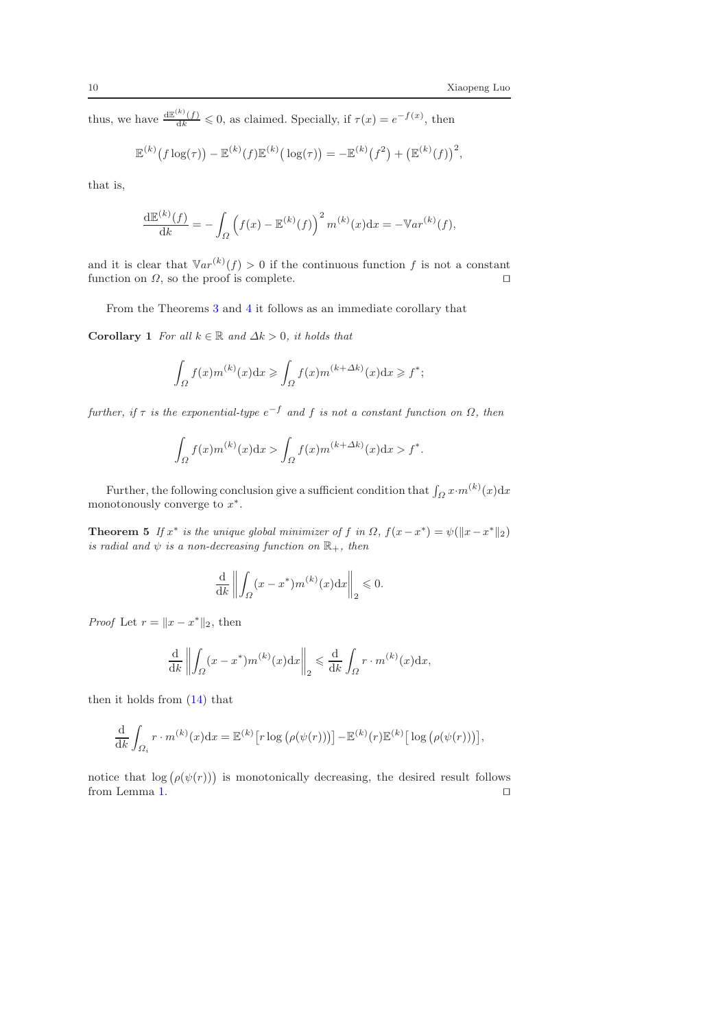thus, we have $\frac{\mathrm{d}\mathbb{E}^{(k)}(f)}{\mathrm{d}k} \leqslant 0$, as claimed. Specially, if $\tau(x) = e^{-f(x)}$, then

$$\mathbb{E}^{(k)}\big(f \log(\tau)\big) - \mathbb{E}^{(k)}(f)\mathbb{E}^{(k)}\big(\log(\tau)\big) = -\mathbb{E}^{(k)}\big(f^2\big) + \big(\mathbb{E}^{(k)}(f)\big)^2,$$

that is,

$$\frac{\mathrm{d}\mathbb{E}^{(k)}(f)}{\mathrm{d}k} = -\int_{\Omega} \Big(f(x) - \mathbb{E}^{(k)}(f)\Big)^2 m^{(k)}(x)\mathrm{d}x = -\mathbb{V}ar^{(k)}(f),$$

and it is clear that $\mathbb{V}ar^{(k)}(f) > 0$ if the continuous function $f$ is not a constant function on $\Omega$, so the proof is complete. $\square$

From the Theorems 3 and 4 it follows as an immediate corollary that

**Corollary 1** *For all $k \in \mathbb{R}$ and $\Delta k > 0$, it holds that*

$$\int_{\Omega} f(x)m^{(k)}(x)\mathrm{d}x \geqslant \int_{\Omega} f(x)m^{(k+\Delta k)}(x)\mathrm{d}x \geqslant f^*;$$

*further, if $\tau$ is the exponential-type $e^{-f}$ and $f$ is not a constant function on $\Omega$, then*

$$\int_{\Omega} f(x)m^{(k)}(x)\mathrm{d}x > \int_{\Omega} f(x)m^{(k+\Delta k)}(x)\mathrm{d}x > f^*.$$

Further, the following conclusion give a sufficient condition that $\int_{\Omega} x \cdot m^{(k)}(x)\mathrm{d}x$ monotonously converge to $x^*$.

**Theorem 5** *If $x^*$ is the unique global minimizer of $f$ in $\Omega$, $f(x-x^*) = \psi(\|x-x^*\|_2)$ is radial and $\psi$ is a non-decreasing function on $\mathbb{R}_+$, then*

$$\frac{\mathrm{d}}{\mathrm{d}k}\left\|\int_{\Omega}(x-x^*)m^{(k)}(x)\mathrm{d}x\right\|_2 \leqslant 0.$$

*Proof* Let $r = \|x - x^*\|_2$, then

$$\frac{\mathrm{d}}{\mathrm{d}k}\left\|\int_{\Omega}(x-x^*)m^{(k)}(x)\mathrm{d}x\right\|_2 \leqslant \frac{\mathrm{d}}{\mathrm{d}k}\int_{\Omega} r \cdot m^{(k)}(x)\mathrm{d}x,$$

then it holds from (14) that

$$\frac{\mathrm{d}}{\mathrm{d}k}\int_{\Omega_i} r \cdot m^{(k)}(x)\mathrm{d}x = \mathbb{E}^{(k)}\big[r\log\big(\rho(\psi(r))\big)\big] - \mathbb{E}^{(k)}(r)\mathbb{E}^{(k)}\big[\log\big(\rho(\psi(r))\big)\big],$$

notice that $\log\big(\rho(\psi(r))\big)$ is monotonically decreasing, the desired result follows from Lemma 1. $\square$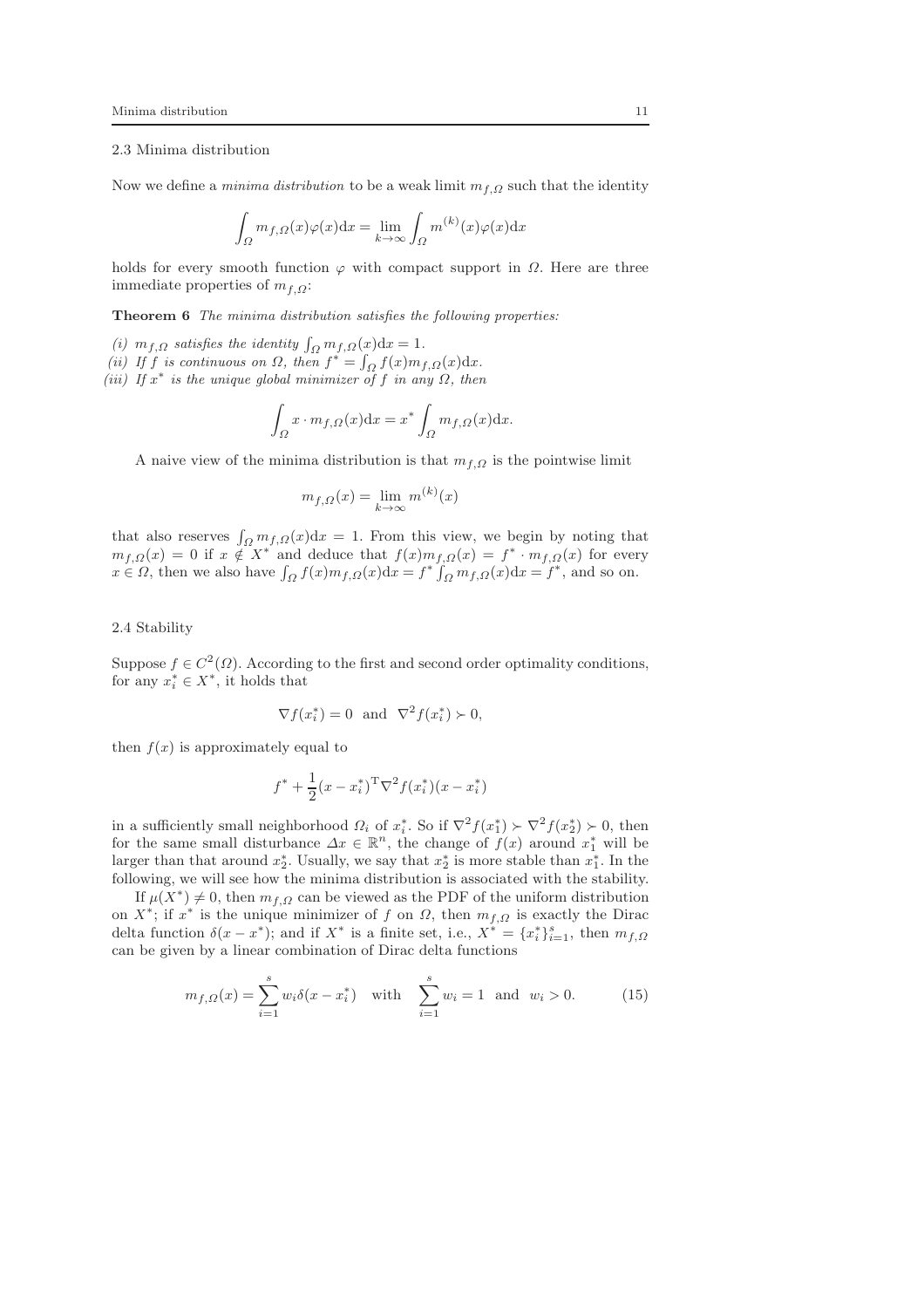### 2.3 Minima distribution

Now we define a *minima distribution* to be a weak limit $m_{f,\Omega}$ such that the identity

$$\int_\Omega m_{f,\Omega}(x)\varphi(x)\mathrm{d}x = \lim_{k\to\infty}\int_\Omega m^{(k)}(x)\varphi(x)\mathrm{d}x$$

holds for every smooth function $\varphi$ with compact support in $\Omega$. Here are three immediate properties of $m_{f,\Omega}$:

**Theorem 6** *The minima distribution satisfies the following properties:*

*(i)* $m_{f,\Omega}$ *satisfies the identity* $\int_\Omega m_{f,\Omega}(x)\mathrm{d}x = 1$.
*(ii) If* $f$ *is continuous on* $\Omega$, *then* $f^* = \int_\Omega f(x)m_{f,\Omega}(x)\mathrm{d}x$.
*(iii) If* $x^*$ *is the unique global minimizer of* $f$ *in any* $\Omega$, *then*

$$\int_\Omega x\cdot m_{f,\Omega}(x)\mathrm{d}x = x^*\int_\Omega m_{f,\Omega}(x)\mathrm{d}x.$$

A naive view of the minima distribution is that $m_{f,\Omega}$ is the pointwise limit

$$m_{f,\Omega}(x) = \lim_{k\to\infty} m^{(k)}(x)$$

that also reserves $\int_\Omega m_{f,\Omega}(x)\mathrm{d}x = 1$. From this view, we begin by noting that $m_{f,\Omega}(x) = 0$ if $x \notin X^*$ and deduce that $f(x)m_{f,\Omega}(x) = f^*\cdot m_{f,\Omega}(x)$ for every $x\in\Omega$, then we also have $\int_\Omega f(x)m_{f,\Omega}(x)\mathrm{d}x = f^*\int_\Omega m_{f,\Omega}(x)\mathrm{d}x = f^*$, and so on.

### 2.4 Stability

Suppose $f\in C^2(\Omega)$. According to the first and second order optimality conditions, for any $x_i^*\in X^*$, it holds that

$$\nabla f(x_i^*) = 0 \;\text{ and }\; \nabla^2 f(x_i^*) \succ 0,$$

then $f(x)$ is approximately equal to

$$f^* + \frac{1}{2}(x-x_i^*)^{\mathrm{T}}\nabla^2 f(x_i^*)(x-x_i^*)$$

in a sufficiently small neighborhood $\Omega_i$ of $x_i^*$. So if $\nabla^2 f(x_1^*) \succ \nabla^2 f(x_2^*) \succ 0$, then for the same small disturbance $\Delta x\in\mathbb{R}^n$, the change of $f(x)$ around $x_1^*$ will be larger than that around $x_2^*$. Usually, we say that $x_2^*$ is more stable than $x_1^*$. In the following, we will see how the minima distribution is associated with the stability.

If $\mu(X^*)\neq 0$, then $m_{f,\Omega}$ can be viewed as the PDF of the uniform distribution on $X^*$; if $x^*$ is the unique minimizer of $f$ on $\Omega$, then $m_{f,\Omega}$ is exactly the Dirac delta function $\delta(x-x^*)$; and if $X^*$ is a finite set, i.e., $X^* = \{x_i^*\}_{i=1}^s$, then $m_{f,\Omega}$ can be given by a linear combination of Dirac delta functions

$$m_{f,\Omega}(x) = \sum_{i=1}^s w_i\delta(x-x_i^*) \quad\text{with}\quad \sum_{i=1}^s w_i = 1 \;\text{ and }\; w_i > 0. \tag{15}$$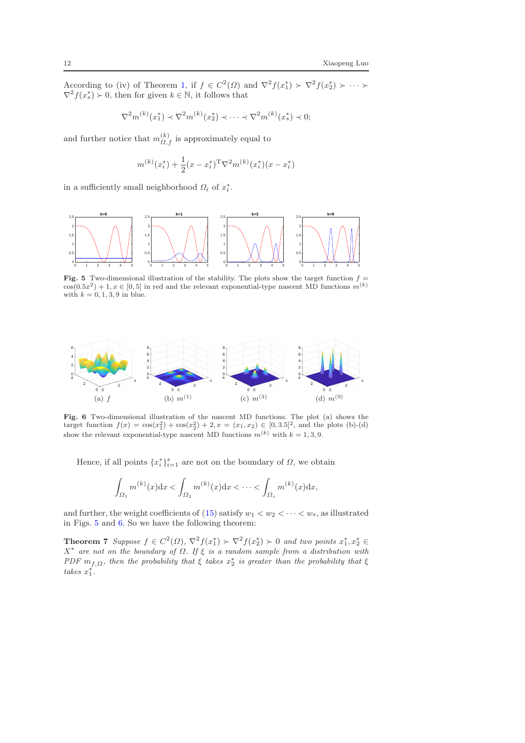According to (iv) of Theorem 1, if $f \in C^2(\Omega)$ and $\nabla^2 f(x_1^*) \succ \nabla^2 f(x_2^*) \succ \cdots \succ \nabla^2 f(x_s^*) \succ 0$, then for given $k \in \mathbb{N}$, it follows that

$$\nabla^2 m^{(k)}(x_1^*) \prec \nabla^2 m^{(k)}(x_2^*) \prec \cdots \prec \nabla^2 m^{(k)}(x_s^*) \prec 0;$$

and further notice that $m_{\Omega,f}^{(k)}$ is approximately equal to

$$m^{(k)}(x_i^*) + \frac{1}{2}(x - x_i^*)^{\mathrm{T}} \nabla^2 m^{(k)}(x_i^*)(x - x_i^*)$$

in a sufficiently small neighborhood $\Omega_i$ of $x_i^*$.

**Fig. 5** Two-dimensional illustration of the stability. The plots show the target function $f = \cos(0.5x^2) + 1, x \in [0, 5]$ in red and the relevant exponential-type nascent MD functions $m^{(k)}$ with $k = 0, 1, 3, 9$ in blue.

**Fig. 6** Two-dimensional illustration of the nascent MD functions. The plot (a) shows the target function $f(x) = \cos(x_1^2) + \cos(x_2^2) + 2, x = (x_1, x_2) \in [0, 3.5]^2$, and the plots (b)-(d) show the relevant exponential-type nascent MD functions $m^{(k)}$ with $k = 1, 3, 9$.

Hence, if all points $\{x_i^*\}_{i=1}^s$ are not on the boundary of $\Omega$, we obtain

$$\int_{\Omega_1} m^{(k)}(x)\mathrm{d}x < \int_{\Omega_2} m^{(k)}(x)\mathrm{d}x < \cdots < \int_{\Omega_s} m^{(k)}(x)\mathrm{d}x,$$

and further, the weight coefficients of (15) satisfy $w_1 < w_2 < \cdots < w_s$, as illustrated in Figs. 5 and 6. So we have the following theorem:

**Theorem 7** *Suppose $f \in C^2(\Omega)$, $\nabla^2 f(x_1^*) \succ \nabla^2 f(x_2^*) \succ 0$ and two points $x_1^*, x_2^* \in X^*$ are not on the boundary of $\Omega$. If $\xi$ is a random sample from a distribution with PDF $m_{f,\Omega}$, then the probability that $\xi$ takes $x_2^*$ is greater than the probability that $\xi$ takes $x_1^*$.*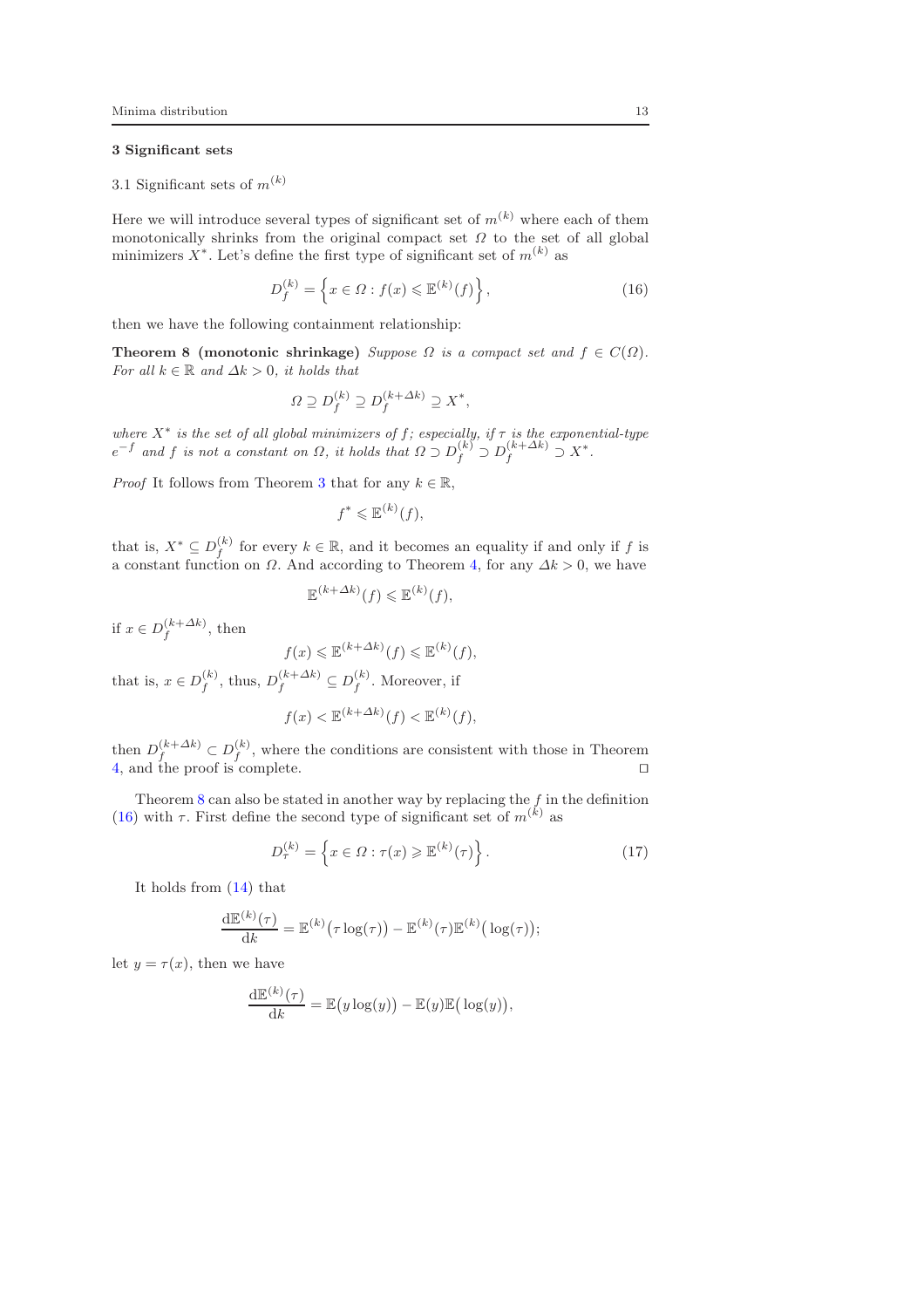## 3 Significant sets

### 3.1 Significant sets of $m^{(k)}$

Here we will introduce several types of significant set of $m^{(k)}$ where each of them monotonically shrinks from the original compact set $\Omega$ to the set of all global minimizers $X^*$. Let's define the first type of significant set of $m^{(k)}$ as

$$D_f^{(k)} = \left\{ x \in \Omega : f(x) \leqslant \mathbb{E}^{(k)}(f) \right\}, \tag{16}$$

then we have the following containment relationship:

**Theorem 8 (monotonic shrinkage)** *Suppose $\Omega$ is a compact set and $f \in C(\Omega)$. For all $k \in \mathbb{R}$ and $\Delta k > 0$, it holds that*

$$\Omega \supseteq D_f^{(k)} \supseteq D_f^{(k+\Delta k)} \supseteq X^*,$$

*where $X^*$ is the set of all global minimizers of $f$; especially, if $\tau$ is the exponential-type $e^{-f}$ and $f$ is not a constant on $\Omega$, it holds that $\Omega \supset D_f^{(k)} \supset D_f^{(k+\Delta k)} \supset X^*$.*

*Proof* It follows from Theorem 3 that for any $k \in \mathbb{R}$,

$$f^* \leqslant \mathbb{E}^{(k)}(f),$$

that is, $X^* \subseteq D_f^{(k)}$ for every $k \in \mathbb{R}$, and it becomes an equality if and only if $f$ is a constant function on $\Omega$. And according to Theorem 4, for any $\Delta k > 0$, we have

$$\mathbb{E}^{(k+\Delta k)}(f) \leqslant \mathbb{E}^{(k)}(f),$$

if $x \in D_f^{(k+\Delta k)}$, then

$$f(x) \leqslant \mathbb{E}^{(k+\Delta k)}(f) \leqslant \mathbb{E}^{(k)}(f),$$

that is, $x \in D_f^{(k)}$, thus, $D_f^{(k+\Delta k)} \subseteq D_f^{(k)}$. Moreover, if

$$f(x) < \mathbb{E}^{(k+\Delta k)}(f) < \mathbb{E}^{(k)}(f),$$

then $D_f^{(k+\Delta k)} \subset D_f^{(k)}$, where the conditions are consistent with those in Theorem 4, and the proof is complete. ⊓⊔

Theorem 8 can also be stated in another way by replacing the $f$ in the definition (16) with $\tau$. First define the second type of significant set of $m^{(k)}$ as

$$D_\tau^{(k)} = \left\{ x \in \Omega : \tau(x) \geqslant \mathbb{E}^{(k)}(\tau) \right\}. \tag{17}$$

It holds from (14) that

$$\frac{\mathrm{d}\mathbb{E}^{(k)}(\tau)}{\mathrm{d}k} = \mathbb{E}^{(k)}\big(\tau \log(\tau)\big) - \mathbb{E}^{(k)}(\tau)\mathbb{E}^{(k)}\big(\log(\tau)\big);$$

let $y = \tau(x)$, then we have

$$\frac{\mathrm{d}\mathbb{E}^{(k)}(\tau)}{\mathrm{d}k} = \mathbb{E}\big(y \log(y)\big) - \mathbb{E}(y)\mathbb{E}\big(\log(y)\big),$$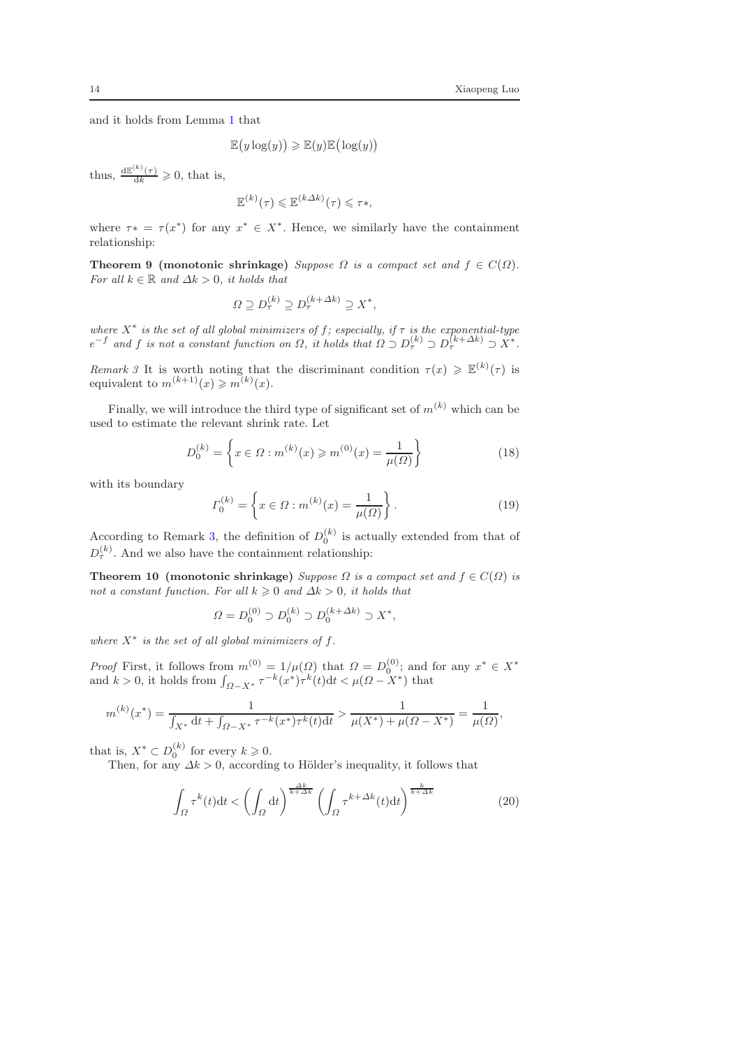and it holds from Lemma 1 that

$$\mathbb{E}\big(y\log(y)\big) \geqslant \mathbb{E}(y)\mathbb{E}\big(\log(y)\big)$$

thus, $\frac{\mathrm{d}\mathbb{E}^{(k)}(\tau)}{\mathrm{d}k} \geqslant 0$, that is,

$$\mathbb{E}^{(k)}(\tau) \leqslant \mathbb{E}^{(k\Delta k)}(\tau) \leqslant \tau*,$$

where $\tau* = \tau(x^*)$ for any $x^* \in X^*$. Hence, we similarly have the containment relationship:

**Theorem 9 (monotonic shrinkage)** *Suppose $\Omega$ is a compact set and $f \in C(\Omega)$. For all $k \in \mathbb{R}$ and $\Delta k > 0$, it holds that*

$$\Omega \supseteq D_\tau^{(k)} \supseteq D_\tau^{(k+\Delta k)} \supseteq X^*,$$

*where $X^*$ is the set of all global minimizers of $f$; especially, if $\tau$ is the exponential-type $e^{-f}$ and $f$ is not a constant function on $\Omega$, it holds that $\Omega \supset D_\tau^{(k)} \supset D_\tau^{(k+\Delta k)} \supset X^*$.*

*Remark 3* It is worth noting that the discriminant condition $\tau(x) \geqslant \mathbb{E}^{(k)}(\tau)$ is equivalent to $m^{(k+1)}(x) \geqslant m^{(k)}(x)$.

Finally, we will introduce the third type of significant set of $m^{(k)}$ which can be used to estimate the relevant shrink rate. Let

$$D_0^{(k)} = \left\{ x \in \Omega : m^{(k)}(x) \geqslant m^{(0)}(x) = \frac{1}{\mu(\Omega)} \right\} \tag{18}$$

with its boundary

$$\Gamma_0^{(k)} = \left\{ x \in \Omega : m^{(k)}(x) = \frac{1}{\mu(\Omega)} \right\}. \tag{19}$$

According to Remark 3, the definition of $D_0^{(k)}$ is actually extended from that of $D_\tau^{(k)}$. And we also have the containment relationship:

**Theorem 10 (monotonic shrinkage)** *Suppose $\Omega$ is a compact set and $f \in C(\Omega)$ is not a constant function. For all $k \geqslant 0$ and $\Delta k > 0$, it holds that*

$$\Omega = D_0^{(0)} \supset D_0^{(k)} \supset D_0^{(k+\Delta k)} \supset X^*,$$

*where $X^*$ is the set of all global minimizers of $f$.*

*Proof* First, it follows from $m^{(0)} = 1/\mu(\Omega)$ that $\Omega = D_0^{(0)}$; and for any $x^* \in X^*$ and $k > 0$, it holds from $\int_{\Omega - X^*} \tau^{-k}(x^*)\tau^k(t)\mathrm{d}t < \mu(\Omega - X^*)$ that

$$m^{(k)}(x^*) = \frac{1}{\int_{X^*} \mathrm{d}t + \int_{\Omega - X^*} \tau^{-k}(x^*)\tau^k(t)\mathrm{d}t} > \frac{1}{\mu(X^*) + \mu(\Omega - X^*)} = \frac{1}{\mu(\Omega)},$$

that is, $X^* \subset D_0^{(k)}$ for every $k \geqslant 0$.

Then, for any $\Delta k > 0$, according to Hölder's inequality, it follows that

$$\int_\Omega \tau^k(t)\mathrm{d}t < \left(\int_\Omega \mathrm{d}t\right)^{\frac{\Delta k}{k+\Delta k}} \left(\int_\Omega \tau^{k+\Delta k}(t)\mathrm{d}t\right)^{\frac{k}{k+\Delta k}} \tag{20}$$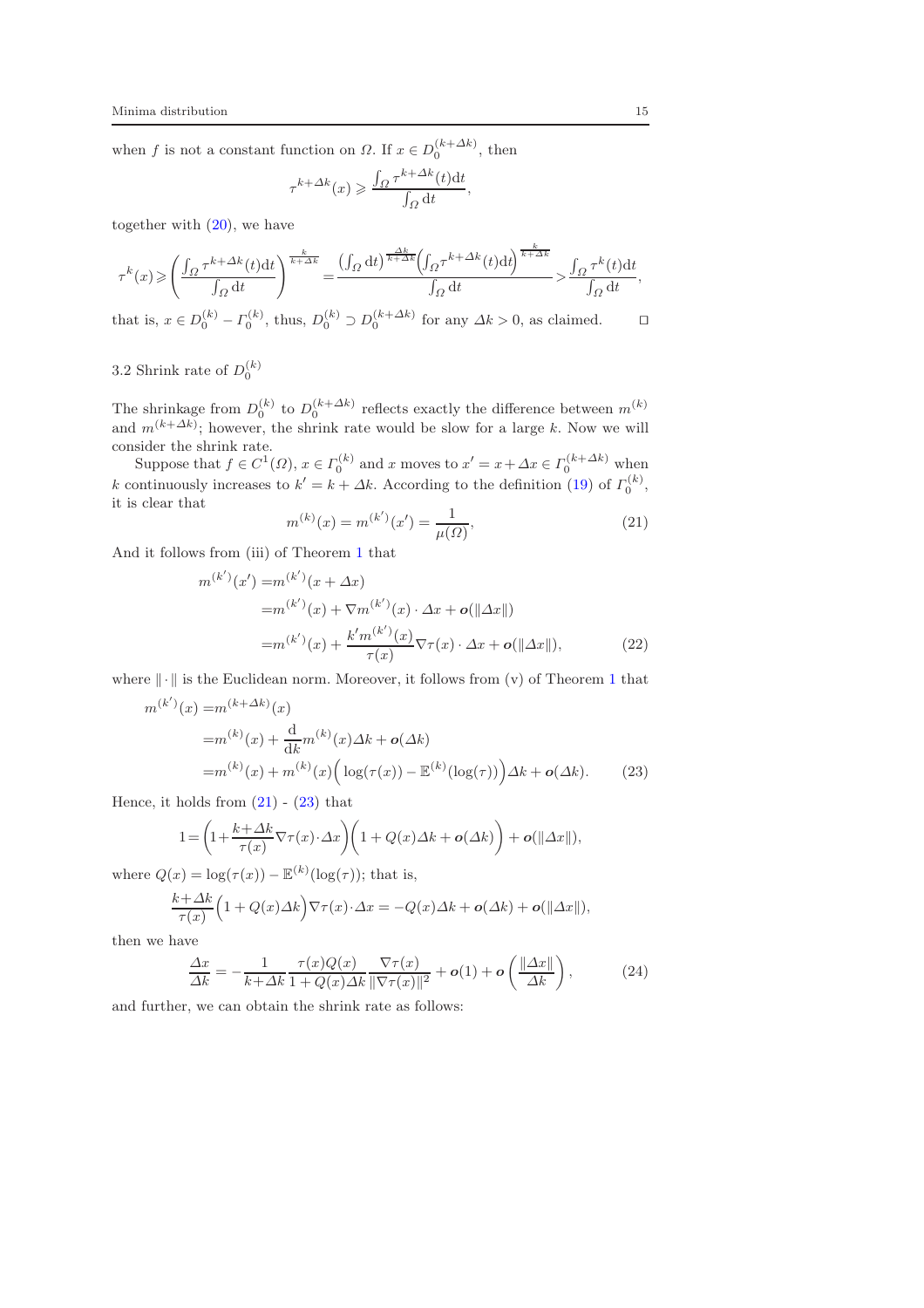when $f$ is not a constant function on $\Omega$. If $x \in D_0^{(k+\Delta k)}$, then

$$\tau^{k+\Delta k}(x) \geqslant \frac{\int_\Omega \tau^{k+\Delta k}(t)\mathrm{d}t}{\int_\Omega \mathrm{d}t},$$

together with (20), we have

$$\tau^k(x) \geqslant \left(\frac{\int_\Omega \tau^{k+\Delta k}(t)\mathrm{d}t}{\int_\Omega \mathrm{d}t}\right)^{\frac{k}{k+\Delta k}} = \frac{\left(\int_\Omega \mathrm{d}t\right)^{\frac{\Delta k}{k+\Delta k}}\left(\int_\Omega \tau^{k+\Delta k}(t)\mathrm{d}t\right)^{\frac{k}{k+\Delta k}}}{\int_\Omega \mathrm{d}t} > \frac{\int_\Omega \tau^k(t)\mathrm{d}t}{\int_\Omega \mathrm{d}t},$$

that is, $x \in D_0^{(k)} - \Gamma_0^{(k)}$, thus, $D_0^{(k)} \supset D_0^{(k+\Delta k)}$ for any $\Delta k > 0$, as claimed. $\square$

### 3.2 Shrink rate of $D_0^{(k)}$

The shrinkage from $D_0^{(k)}$ to $D_0^{(k+\Delta k)}$ reflects exactly the difference between $m^{(k)}$ and $m^{(k+\Delta k)}$; however, the shrink rate would be slow for a large $k$. Now we will consider the shrink rate.

Suppose that $f \in C^1(\Omega)$, $x \in \Gamma_0^{(k)}$ and $x$ moves to $x' = x + \Delta x \in \Gamma_0^{(k+\Delta k)}$ when $k$ continuously increases to $k' = k + \Delta k$. According to the definition (19) of $\Gamma_0^{(k)}$, it is clear that

$$m^{(k)}(x) = m^{(k')}(x') = \frac{1}{\mu(\Omega)}, \tag{21}$$

And it follows from (iii) of Theorem 1 that

$$\begin{aligned} m^{(k')}(x') =& m^{(k')}(x + \Delta x) \\ =& m^{(k')}(x) + \nabla m^{(k')}(x) \cdot \Delta x + \boldsymbol{o}(\|\Delta x\|) \\ =& m^{(k')}(x) + \frac{k' m^{(k')}(x)}{\tau(x)} \nabla \tau(x) \cdot \Delta x + \boldsymbol{o}(\|\Delta x\|), \end{aligned} \tag{22}$$

where $\|\cdot\|$ is the Euclidean norm. Moreover, it follows from (v) of Theorem 1 that

$$\begin{aligned} m^{(k')}(x) =& m^{(k+\Delta k)}(x) \\ =& m^{(k)}(x) + \frac{\mathrm{d}}{\mathrm{d}k} m^{(k)}(x) \Delta k + \boldsymbol{o}(\Delta k) \\ =& m^{(k)}(x) + m^{(k)}(x) \Big( \log(\tau(x)) - \mathbb{E}^{(k)}(\log(\tau)) \Big) \Delta k + \boldsymbol{o}(\Delta k). \end{aligned} \tag{23}$$

Hence, it holds from (21) - (23) that

$$1 = \left(1 + \frac{k+\Delta k}{\tau(x)} \nabla \tau(x) \cdot \Delta x\right)\left(1 + Q(x)\Delta k + \boldsymbol{o}(\Delta k)\right) + \boldsymbol{o}(\|\Delta x\|),$$

where $Q(x) = \log(\tau(x)) - \mathbb{E}^{(k)}(\log(\tau))$; that is,

$$\frac{k+\Delta k}{\tau(x)}\Big(1 + Q(x)\Delta k\Big)\nabla \tau(x) \cdot \Delta x = -Q(x)\Delta k + \boldsymbol{o}(\Delta k) + \boldsymbol{o}(\|\Delta x\|),$$

then we have

$$\frac{\Delta x}{\Delta k} = -\frac{1}{k+\Delta k} \frac{\tau(x) Q(x)}{1 + Q(x)\Delta k} \frac{\nabla \tau(x)}{\|\nabla \tau(x)\|^2} + \boldsymbol{o}(1) + \boldsymbol{o}\left(\frac{\|\Delta x\|}{\Delta k}\right), \tag{24}$$

and further, we can obtain the shrink rate as follows: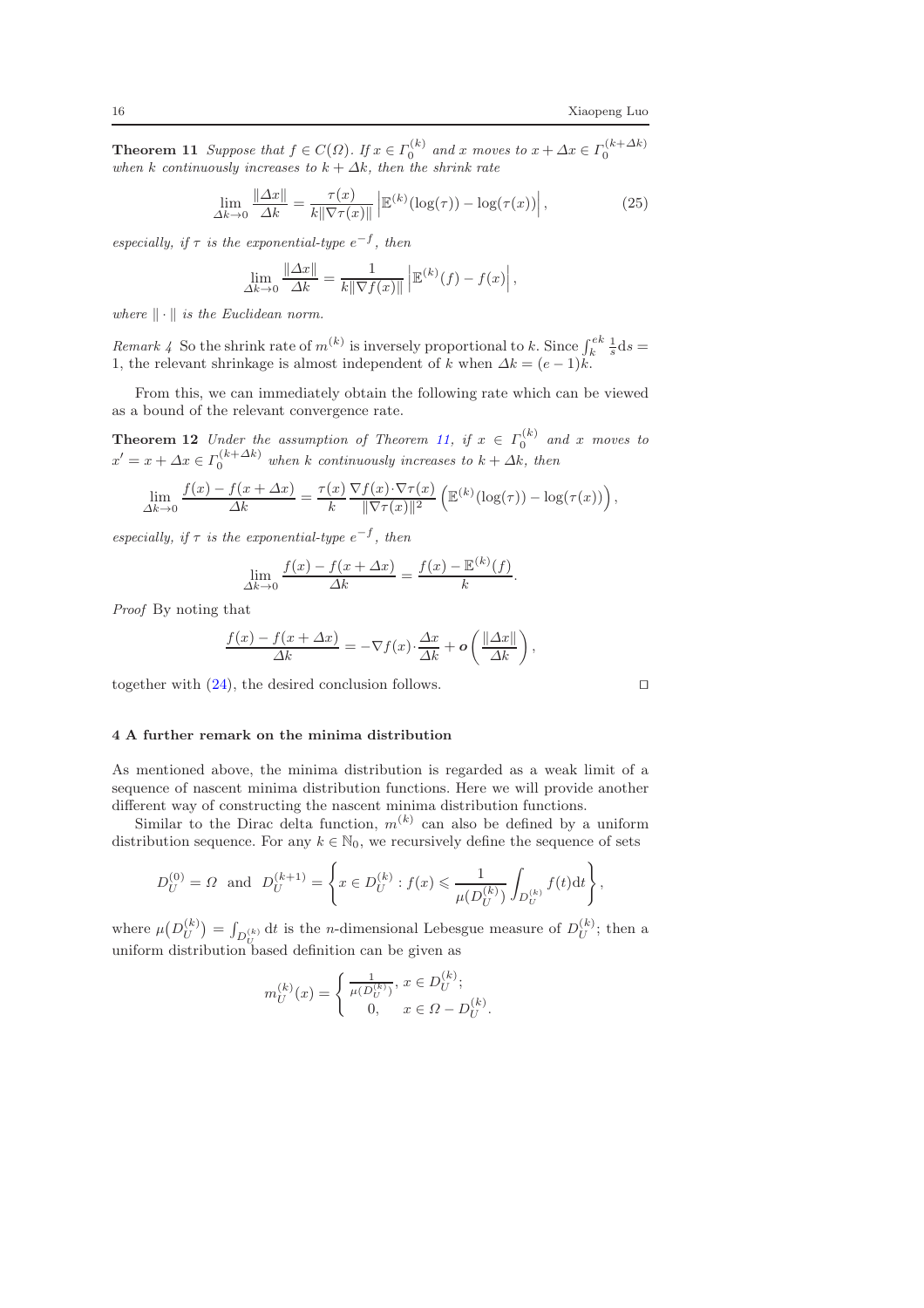**Theorem 11** *Suppose that $f \in C(\Omega)$. If $x \in \Gamma_0^{(k)}$ and $x$ moves to $x + \Delta x \in \Gamma_0^{(k+\Delta k)}$ when $k$ continuously increases to $k + \Delta k$, then the shrink rate*

$$\lim_{\Delta k \to 0} \frac{\|\Delta x\|}{\Delta k} = \frac{\tau(x)}{k \|\nabla \tau(x)\|} \left| \mathbb{E}^{(k)}(\log(\tau)) - \log(\tau(x)) \right|, \tag{25}$$

*especially, if $\tau$ is the exponential-type $e^{-f}$, then*

$$\lim_{\Delta k \to 0} \frac{\|\Delta x\|}{\Delta k} = \frac{1}{k \|\nabla f(x)\|} \left| \mathbb{E}^{(k)}(f) - f(x) \right|,$$

*where $\|\cdot\|$ is the Euclidean norm.*

*Remark 4* So the shrink rate of $m^{(k)}$ is inversely proportional to $k$. Since $\int_k^{ek} \frac{1}{s} \mathrm{d}s = 1$, the relevant shrinkage is almost independent of $k$ when $\Delta k = (e-1)k$.

From this, we can immediately obtain the following rate which can be viewed as a bound of the relevant convergence rate.

**Theorem 12** *Under the assumption of Theorem 11, if $x \in \Gamma_0^{(k)}$ and $x$ moves to $x' = x + \Delta x \in \Gamma_0^{(k+\Delta k)}$ when $k$ continuously increases to $k + \Delta k$, then*

$$\lim_{\Delta k \to 0} \frac{f(x) - f(x+\Delta x)}{\Delta k} = \frac{\tau(x)}{k} \frac{\nabla f(x) \cdot \nabla \tau(x)}{\|\nabla \tau(x)\|^2} \left( \mathbb{E}^{(k)}(\log(\tau)) - \log(\tau(x)) \right),$$

*especially, if $\tau$ is the exponential-type $e^{-f}$, then*

$$\lim_{\Delta k \to 0} \frac{f(x) - f(x+\Delta x)}{\Delta k} = \frac{f(x) - \mathbb{E}^{(k)}(f)}{k}.$$

*Proof* By noting that

$$\frac{f(x) - f(x+\Delta x)}{\Delta k} = -\nabla f(x) \cdot \frac{\Delta x}{\Delta k} + \boldsymbol{o}\left( \frac{\|\Delta x\|}{\Delta k} \right),$$

together with (24), the desired conclusion follows. ◻

## 4 A further remark on the minima distribution

As mentioned above, the minima distribution is regarded as a weak limit of a sequence of nascent minima distribution functions. Here we will provide another different way of constructing the nascent minima distribution functions.

Similar to the Dirac delta function, $m^{(k)}$ can also be defined by a uniform distribution sequence. For any $k \in \mathbb{N}_0$, we recursively define the sequence of sets

$$D_U^{(0)} = \Omega \ \text{ and } \ D_U^{(k+1)} = \left\{ x \in D_U^{(k)} : f(x) \leqslant \frac{1}{\mu(D_U^{(k)})} \int_{D_U^{(k)}} f(t) \mathrm{d}t \right\},$$

where $\mu(D_U^{(k)}) = \int_{D_U^{(k)}} \mathrm{d}t$ is the $n$-dimensional Lebesgue measure of $D_U^{(k)}$; then a uniform distribution based definition can be given as

$$m_U^{(k)}(x) = \begin{cases} \frac{1}{\mu(D_U^{(k)})}, & x \in D_U^{(k)}; \\ 0, & x \in \Omega - D_U^{(k)}. \end{cases}$$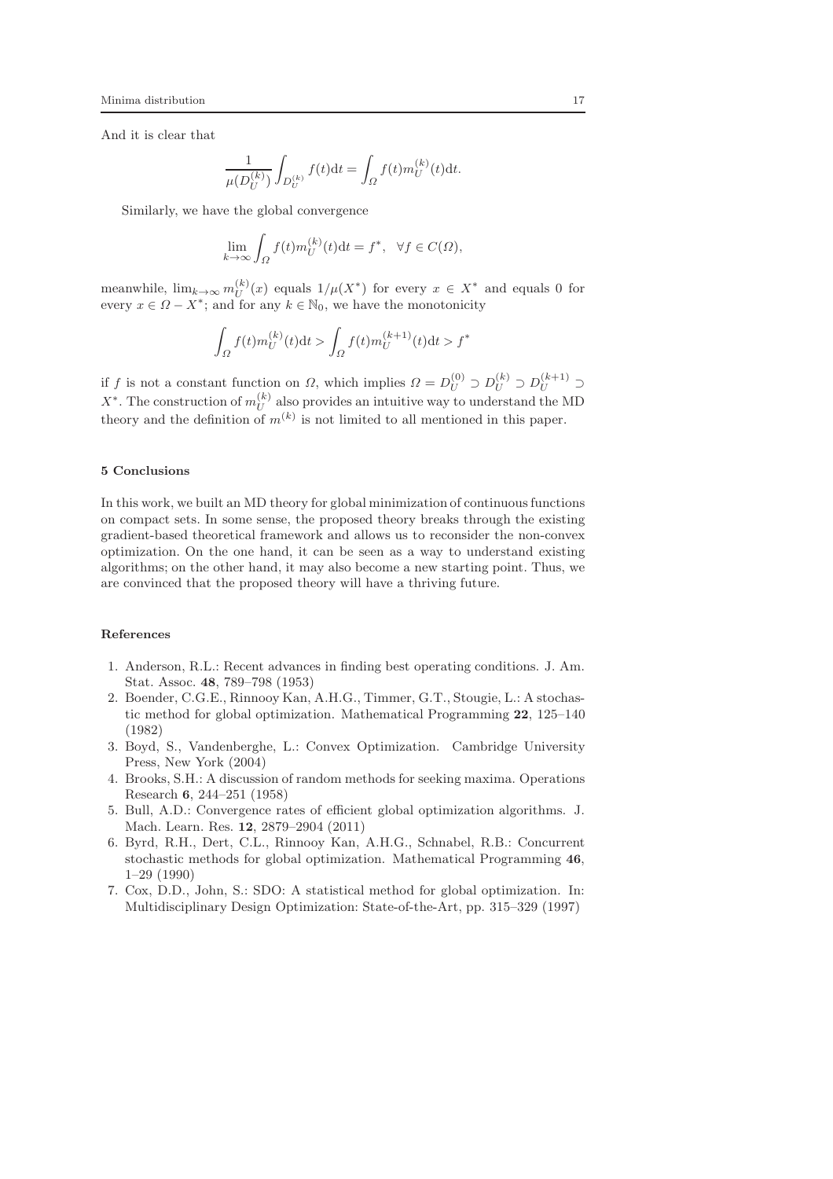And it is clear that

$$\frac{1}{\mu(D_U^{(k)})}\int_{D_U^{(k)}} f(t)\mathrm{d}t = \int_{\Omega} f(t)m_U^{(k)}(t)\mathrm{d}t.$$

Similarly, we have the global convergence

$$\lim_{k\to\infty}\int_{\Omega} f(t)m_U^{(k)}(t)\mathrm{d}t = f^*, \quad \forall f \in C(\Omega),$$

meanwhile, $\lim_{k\to\infty} m_U^{(k)}(x)$ equals $1/\mu(X^*)$ for every $x \in X^*$ and equals 0 for every $x \in \Omega - X^*$; and for any $k \in \mathbb{N}_0$, we have the monotonicity

$$\int_{\Omega} f(t)m_U^{(k)}(t)\mathrm{d}t > \int_{\Omega} f(t)m_U^{(k+1)}(t)\mathrm{d}t > f^*$$

if $f$ is not a constant function on $\Omega$, which implies $\Omega = D_U^{(0)} \supset D_U^{(k)} \supset D_U^{(k+1)} \supset X^*$. The construction of $m_U^{(k)}$ also provides an intuitive way to understand the MD theory and the definition of $m^{(k)}$ is not limited to all mentioned in this paper.

## 5 Conclusions

In this work, we built an MD theory for global minimization of continuous functions on compact sets. In some sense, the proposed theory breaks through the existing gradient-based theoretical framework and allows us to reconsider the non-convex optimization. On the one hand, it can be seen as a way to understand existing algorithms; on the other hand, it may also become a new starting point. Thus, we are convinced that the proposed theory will have a thriving future.

## References

1. Anderson, R.L.: Recent advances in finding best operating conditions. J. Am. Stat. Assoc. **48**, 789–798 (1953)
2. Boender, C.G.E., Rinnooy Kan, A.H.G., Timmer, G.T., Stougie, L.: A stochastic method for global optimization. Mathematical Programming **22**, 125–140 (1982)
3. Boyd, S., Vandenberghe, L.: Convex Optimization. Cambridge University Press, New York (2004)
4. Brooks, S.H.: A discussion of random methods for seeking maxima. Operations Research **6**, 244–251 (1958)
5. Bull, A.D.: Convergence rates of efficient global optimization algorithms. J. Mach. Learn. Res. **12**, 2879–2904 (2011)
6. Byrd, R.H., Dert, C.L., Rinnooy Kan, A.H.G., Schnabel, R.B.: Concurrent stochastic methods for global optimization. Mathematical Programming **46**, 1–29 (1990)
7. Cox, D.D., John, S.: SDO: A statistical method for global optimization. In: Multidisciplinary Design Optimization: State-of-the-Art, pp. 315–329 (1997)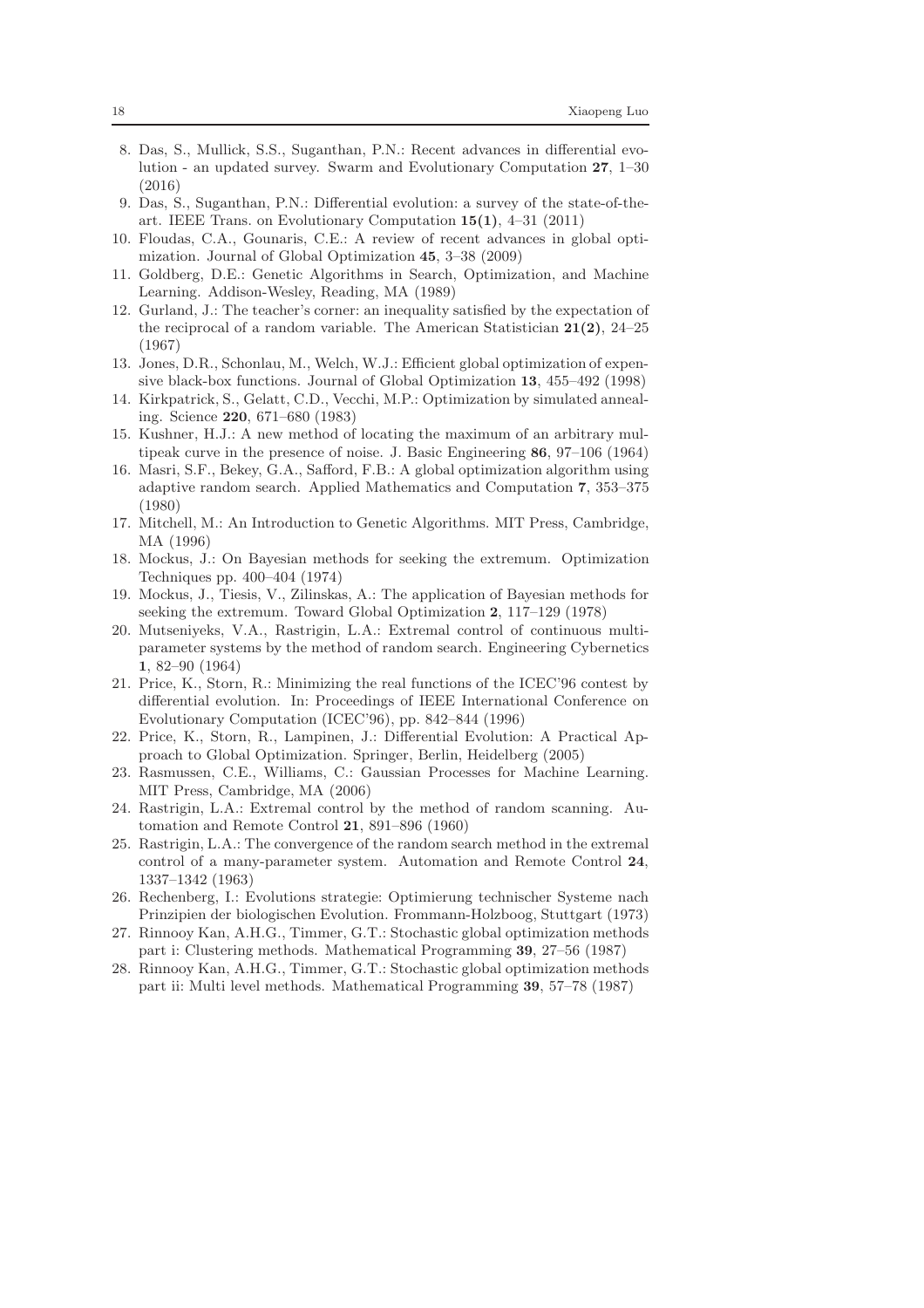8. Das, S., Mullick, S.S., Suganthan, P.N.: Recent advances in differential evolution - an updated survey. Swarm and Evolutionary Computation **27**, 1–30 (2016)
9. Das, S., Suganthan, P.N.: Differential evolution: a survey of the state-of-the-art. IEEE Trans. on Evolutionary Computation **15(1)**, 4–31 (2011)
10. Floudas, C.A., Gounaris, C.E.: A review of recent advances in global optimization. Journal of Global Optimization **45**, 3–38 (2009)
11. Goldberg, D.E.: Genetic Algorithms in Search, Optimization, and Machine Learning. Addison-Wesley, Reading, MA (1989)
12. Gurland, J.: The teacher's corner: an inequality satisfied by the expectation of the reciprocal of a random variable. The American Statistician **21(2)**, 24–25 (1967)
13. Jones, D.R., Schonlau, M., Welch, W.J.: Efficient global optimization of expensive black-box functions. Journal of Global Optimization **13**, 455–492 (1998)
14. Kirkpatrick, S., Gelatt, C.D., Vecchi, M.P.: Optimization by simulated annealing. Science **220**, 671–680 (1983)
15. Kushner, H.J.: A new method of locating the maximum of an arbitrary multipeak curve in the presence of noise. J. Basic Engineering **86**, 97–106 (1964)
16. Masri, S.F., Bekey, G.A., Safford, F.B.: A global optimization algorithm using adaptive random search. Applied Mathematics and Computation **7**, 353–375 (1980)
17. Mitchell, M.: An Introduction to Genetic Algorithms. MIT Press, Cambridge, MA (1996)
18. Mockus, J.: On Bayesian methods for seeking the extremum. Optimization Techniques pp. 400–404 (1974)
19. Mockus, J., Tiesis, V., Zilinskas, A.: The application of Bayesian methods for seeking the extremum. Toward Global Optimization **2**, 117–129 (1978)
20. Mutseniyeks, V.A., Rastrigin, L.A.: Extremal control of continuous multiparameter systems by the method of random search. Engineering Cybernetics **1**, 82–90 (1964)
21. Price, K., Storn, R.: Minimizing the real functions of the ICEC'96 contest by differential evolution. In: Proceedings of IEEE International Conference on Evolutionary Computation (ICEC'96), pp. 842–844 (1996)
22. Price, K., Storn, R., Lampinen, J.: Differential Evolution: A Practical Approach to Global Optimization. Springer, Berlin, Heidelberg (2005)
23. Rasmussen, C.E., Williams, C.: Gaussian Processes for Machine Learning. MIT Press, Cambridge, MA (2006)
24. Rastrigin, L.A.: Extremal control by the method of random scanning. Automation and Remote Control **21**, 891–896 (1960)
25. Rastrigin, L.A.: The convergence of the random search method in the extremal control of a many-parameter system. Automation and Remote Control **24**, 1337–1342 (1963)
26. Rechenberg, I.: Evolutions strategie: Optimierung technischer Systeme nach Prinzipien der biologischen Evolution. Frommann-Holzboog, Stuttgart (1973)
27. Rinnooy Kan, A.H.G., Timmer, G.T.: Stochastic global optimization methods part i: Clustering methods. Mathematical Programming **39**, 27–56 (1987)
28. Rinnooy Kan, A.H.G., Timmer, G.T.: Stochastic global optimization methods part ii: Multi level methods. Mathematical Programming **39**, 57–78 (1987)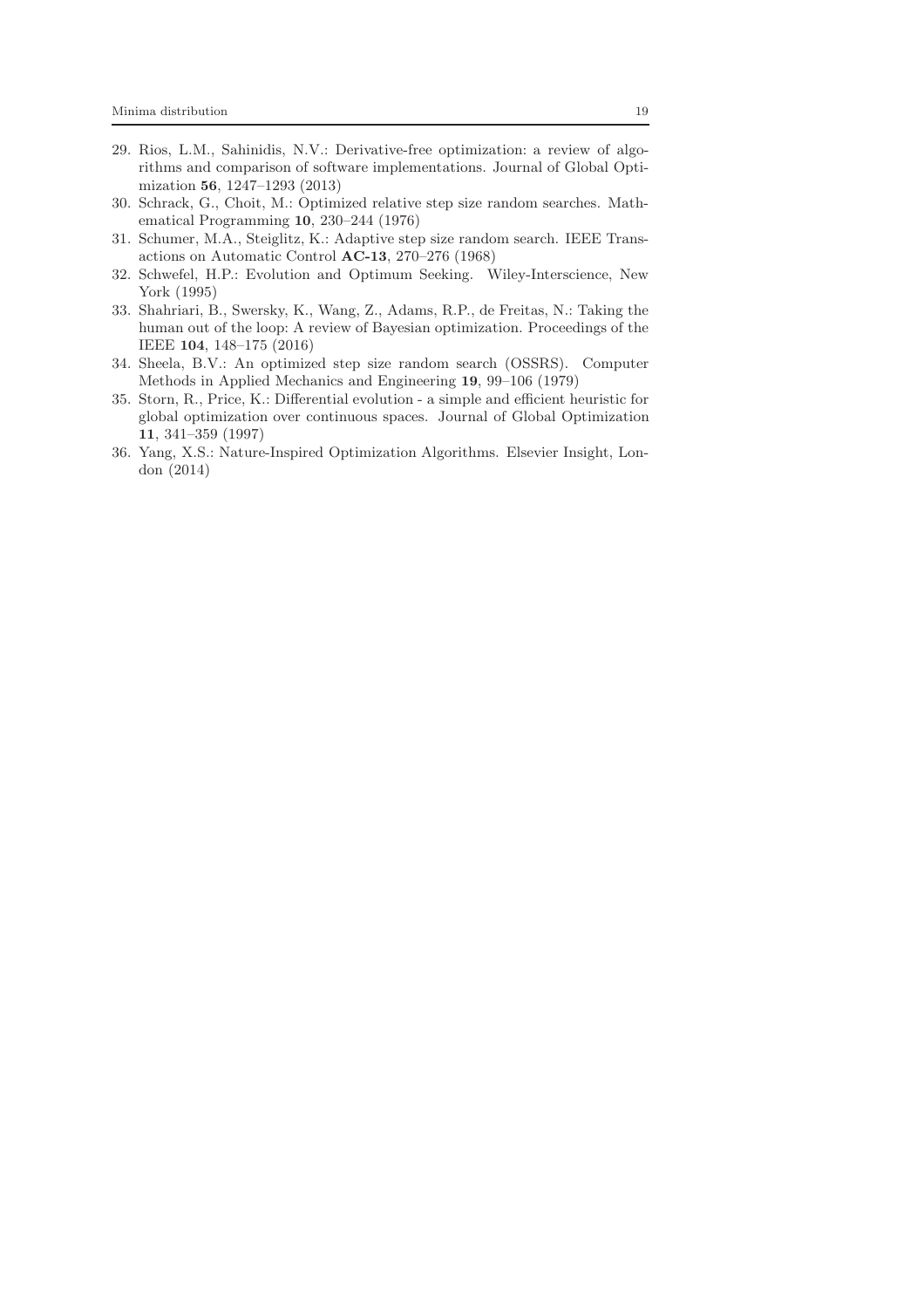29. Rios, L.M., Sahinidis, N.V.: Derivative-free optimization: a review of algorithms and comparison of software implementations. Journal of Global Optimization **56**, 1247–1293 (2013)
30. Schrack, G., Choit, M.: Optimized relative step size random searches. Mathematical Programming **10**, 230–244 (1976)
31. Schumer, M.A., Steiglitz, K.: Adaptive step size random search. IEEE Transactions on Automatic Control **AC-13**, 270–276 (1968)
32. Schwefel, H.P.: Evolution and Optimum Seeking. Wiley-Interscience, New York (1995)
33. Shahriari, B., Swersky, K., Wang, Z., Adams, R.P., de Freitas, N.: Taking the human out of the loop: A review of Bayesian optimization. Proceedings of the IEEE **104**, 148–175 (2016)
34. Sheela, B.V.: An optimized step size random search (OSSRS). Computer Methods in Applied Mechanics and Engineering **19**, 99–106 (1979)
35. Storn, R., Price, K.: Differential evolution - a simple and efficient heuristic for global optimization over continuous spaces. Journal of Global Optimization **11**, 341–359 (1997)
36. Yang, X.S.: Nature-Inspired Optimization Algorithms. Elsevier Insight, London (2014)